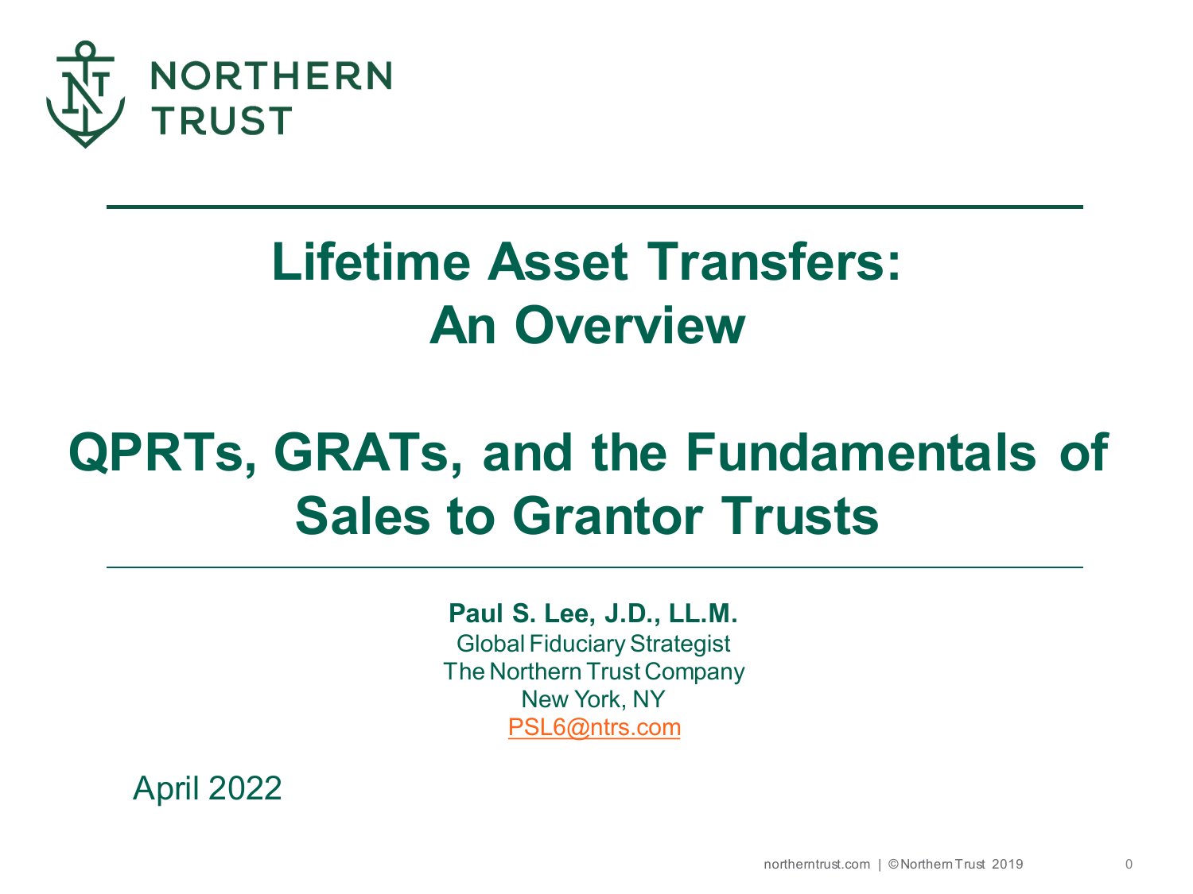NORTHERN TRUST

# Lifetime Asset Transfers: An Overview

# QPRTs, GRATs, and the Fundamentals of Sales to Grantor Trusts

**Paul S. Lee, J.D., LL.M.**
Global Fiduciary Strategist
The Northern Trust Company
New York, NY
PSL6@ntrs.com

April 2022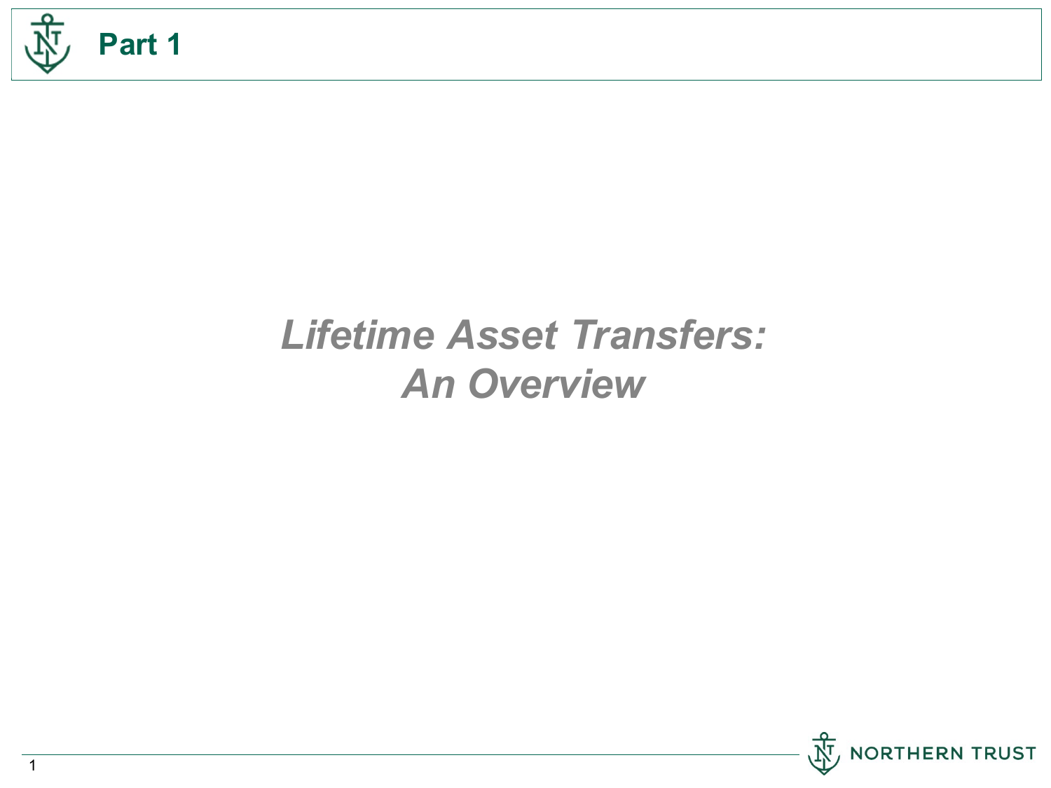# Part 1

## *Lifetime Asset Transfers: An Overview*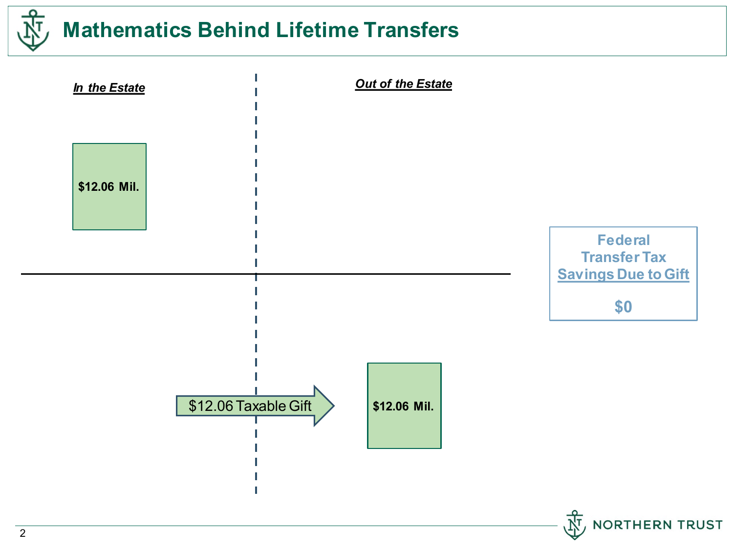# Mathematics Behind Lifetime Transfers

***In the Estate***

***Out of the Estate***

**$12.06 Mil.**

$12.06 Taxable Gift

**$12.06 Mil.**

**Federal Transfer Tax Savings Due to Gift**

**$0**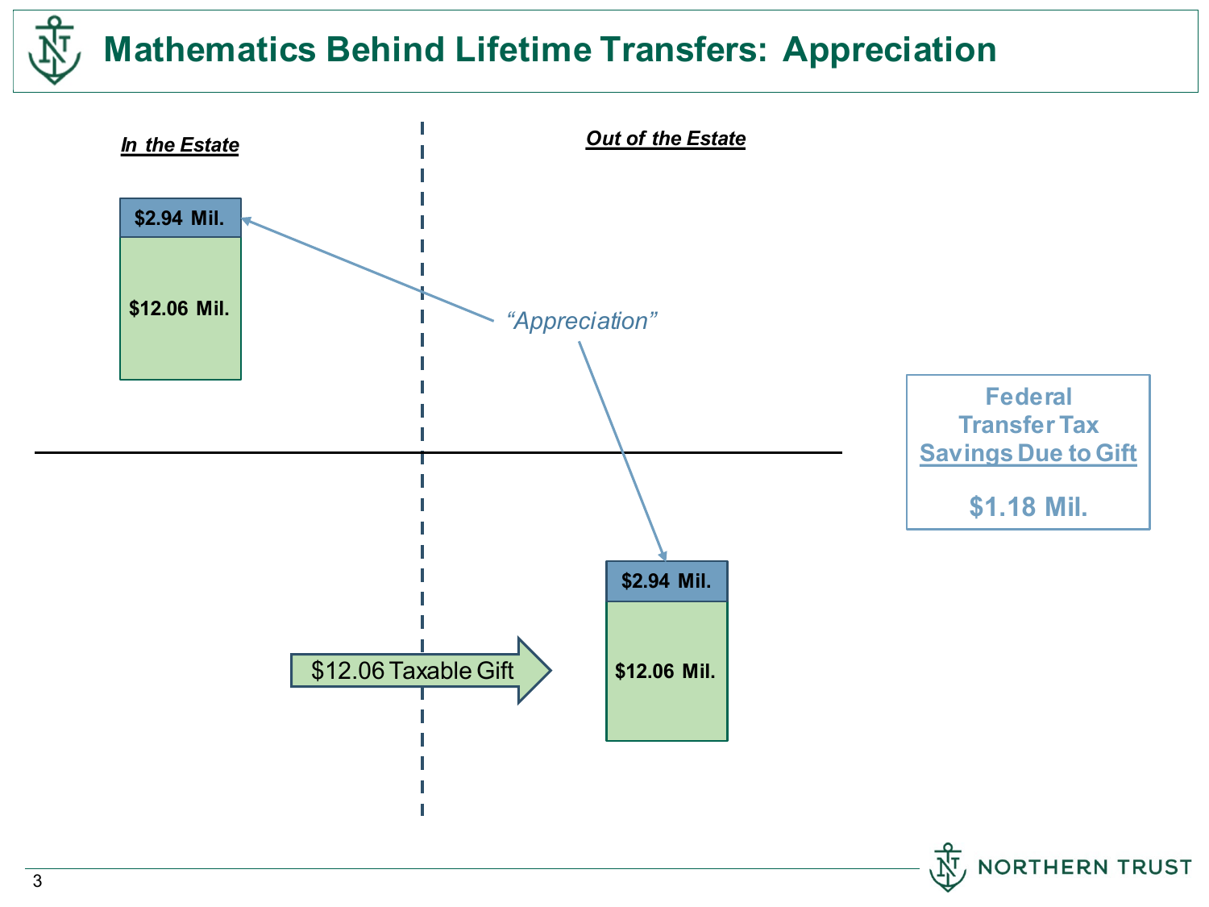# Mathematics Behind Lifetime Transfers: Appreciation

***In the Estate***

**$2.94 Mil.**

**$12.06 Mil.**

***Out of the Estate***

*"Appreciation"*

$12.06 Taxable Gift

**$2.94 Mil.**

**$12.06 Mil.**

**Federal Transfer Tax Savings Due to Gift**

**$1.18 Mil.**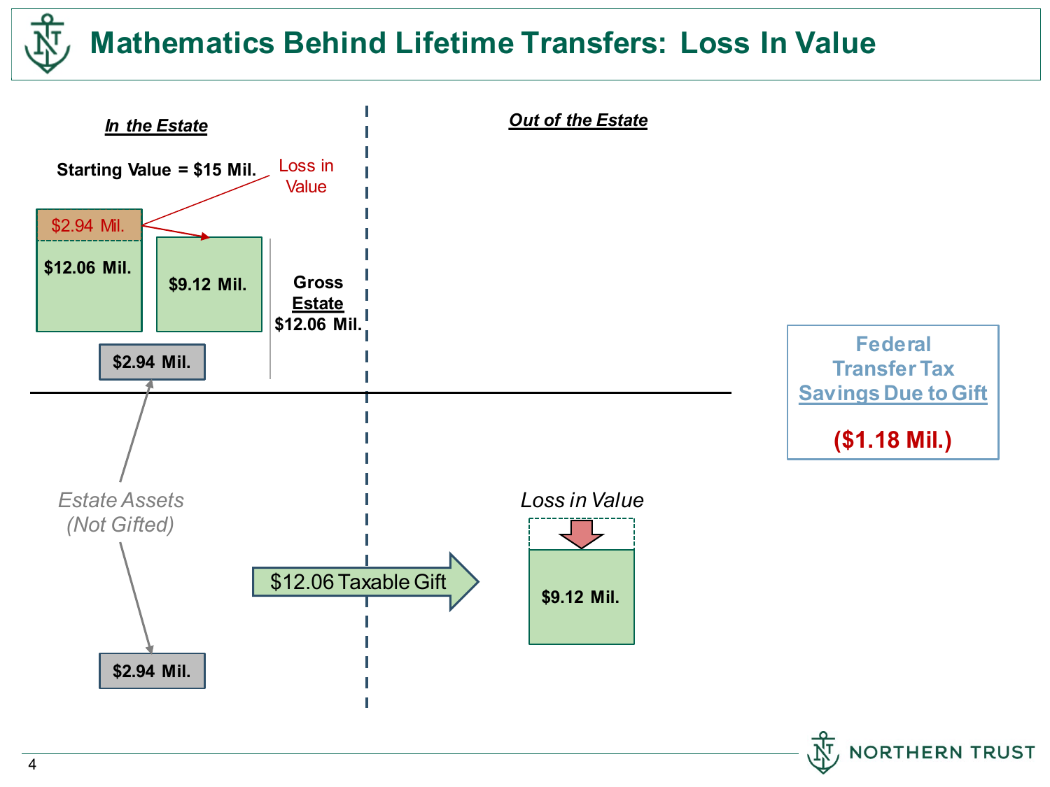# Mathematics Behind Lifetime Transfers: Loss In Value

***In the Estate***

**Starting Value = $15 Mil.**

Loss in Value

$2.94 Mil.

**$12.06 Mil.**

**$9.12 Mil.**

**Gross Estate $12.06 Mil.**

**$2.94 Mil.**

*Estate Assets (Not Gifted)*

**$2.94 Mil.**

***Out of the Estate***

$12.06 Taxable Gift

*Loss in Value*

**$9.12 Mil.**

**Federal Transfer Tax Savings Due to Gift**

**($1.18 Mil.)**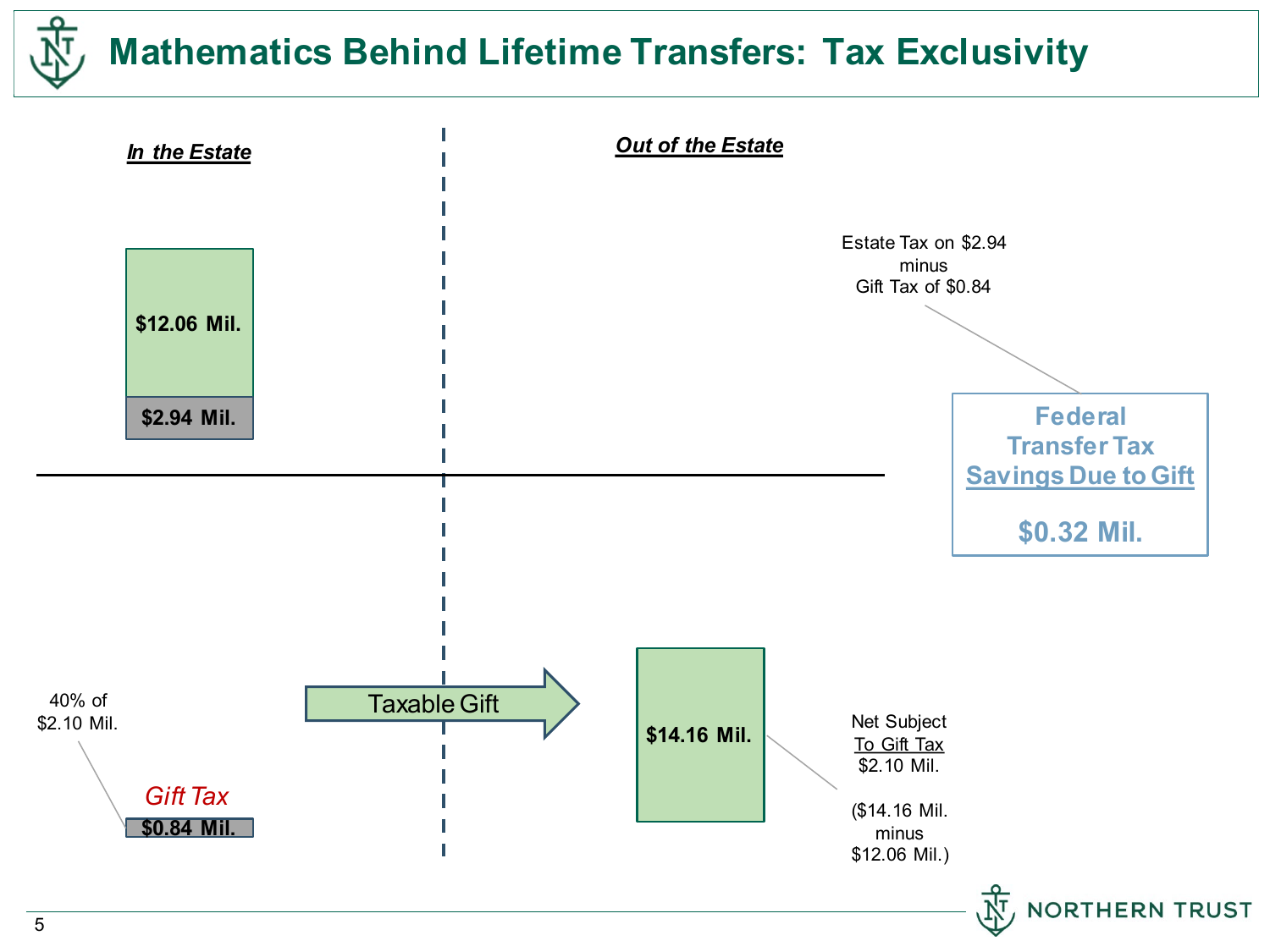# Mathematics Behind Lifetime Transfers: Tax Exclusivity

***In the Estate***

$12.06 Mil.

$2.94 Mil.

***Out of the Estate***

Estate Tax on $2.94
minus
Gift Tax of $0.84

**Federal Transfer Tax Savings Due to Gift**

**$0.32 Mil.**

40% of
$2.10 Mil.

*Gift Tax*

$0.84 Mil.

Taxable Gift

$14.16 Mil.

Net Subject To Gift Tax
$2.10 Mil.

($14.16 Mil.
minus
$12.06 Mil.)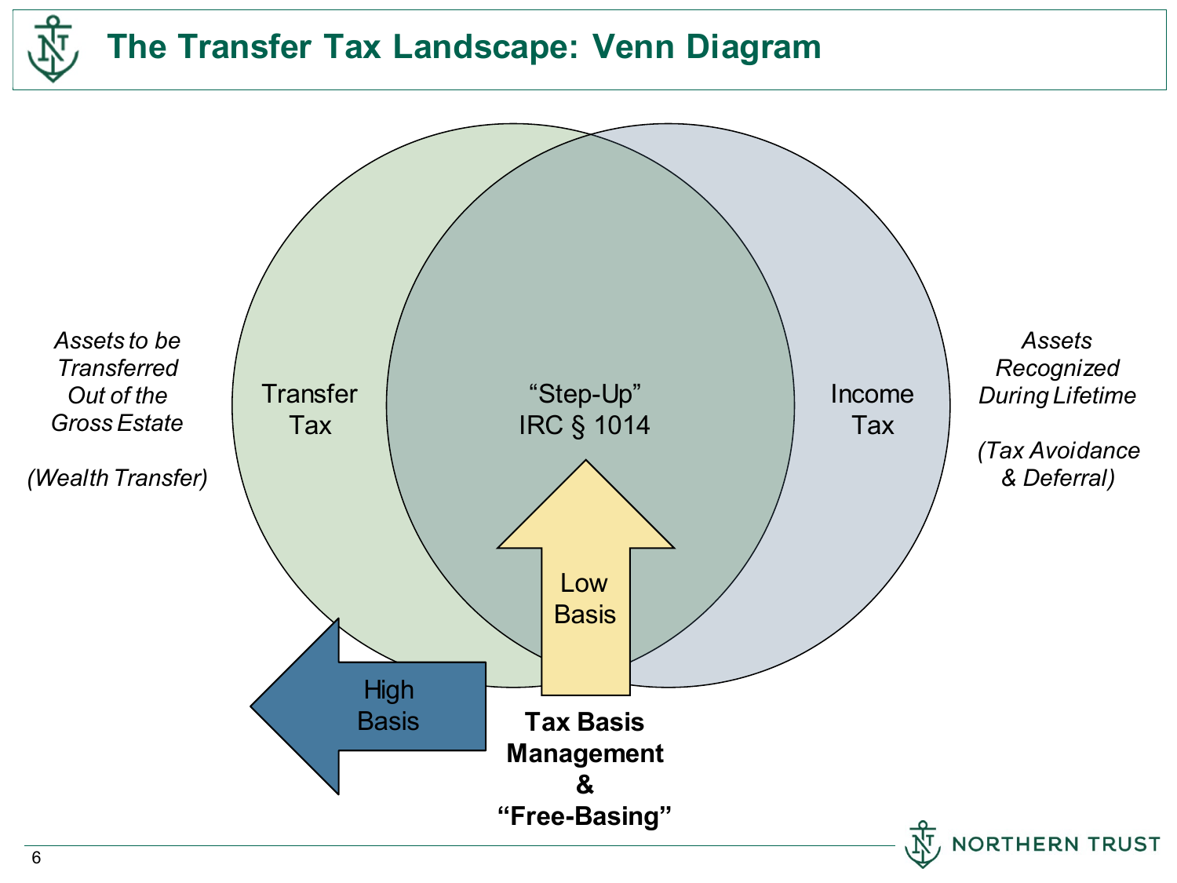# The Transfer Tax Landscape: Venn Diagram

*Assets to be Transferred Out of the Gross Estate*

*(Wealth Transfer)*

Transfer Tax

"Step-Up" IRC § 1014

Income Tax

*Assets Recognized During Lifetime*

*(Tax Avoidance & Deferral)*

High Basis

Low Basis

**Tax Basis Management & "Free-Basing"**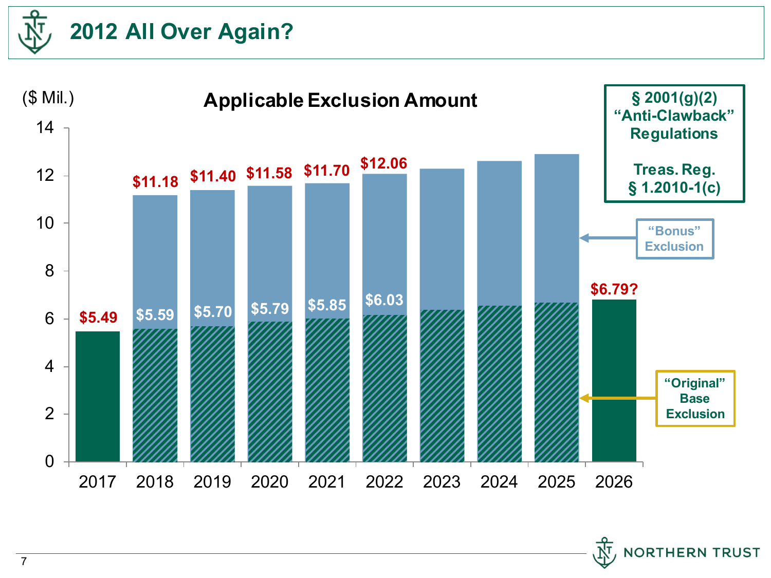# 2012 All Over Again?

**Applicable Exclusion Amount**

($ Mil.)

| Year | Total Exclusion | "Original" Base Exclusion |
|---|---|---|
| 2017 | $5.49 | |
| 2018 | $11.18 | $5.59 |
| 2019 | $11.40 | $5.70 |
| 2020 | $11.58 | $5.79 |
| 2021 | $11.70 | $5.85 |
| 2022 | $12.06 | $6.03 |
| 2023 | | |
| 2024 | | |
| 2025 | | |
| 2026 | $6.79? | |

"Bonus" Exclusion

"Original" Base Exclusion

**§ 2001(g)(2) "Anti-Clawback" Regulations**

**Treas. Reg. § 1.2010-1(c)**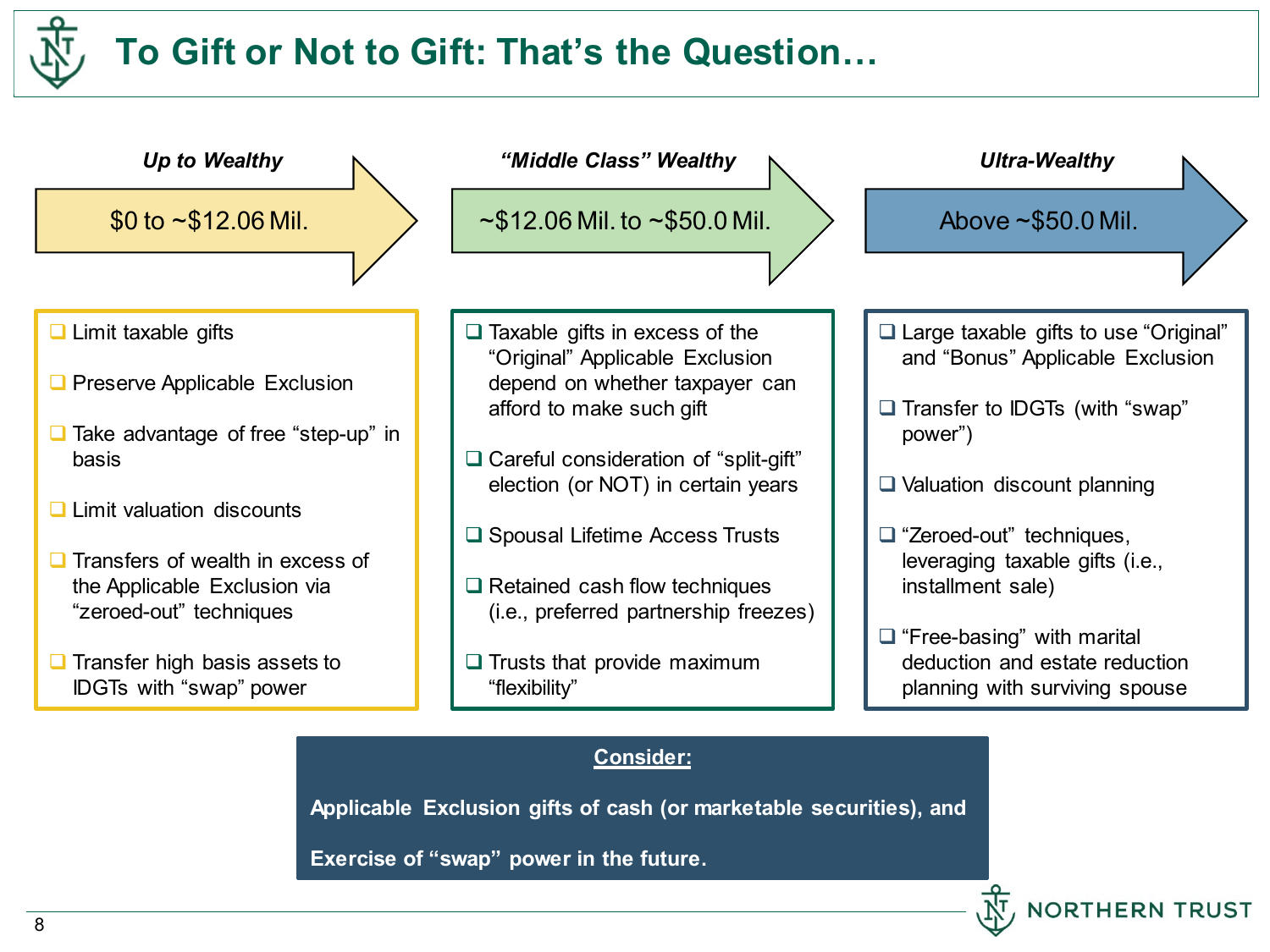# To Gift or Not to Gift: That's the Question…

### *Up to Wealthy*

**$0 to ~$12.06 Mil.**

- Limit taxable gifts
- Preserve Applicable Exclusion
- Take advantage of free "step-up" in basis
- Limit valuation discounts
- Transfers of wealth in excess of the Applicable Exclusion via "zeroed-out" techniques
- Transfer high basis assets to IDGTs with "swap" power

### *"Middle Class" Wealthy*

**~$12.06 Mil. to ~$50.0 Mil.**

- Taxable gifts in excess of the "Original" Applicable Exclusion depend on whether taxpayer can afford to make such gift
- Careful consideration of "split-gift" election (or NOT) in certain years
- Spousal Lifetime Access Trusts
- Retained cash flow techniques (i.e., preferred partnership freezes)
- Trusts that provide maximum "flexibility"

### *Ultra-Wealthy*

**Above ~$50.0 Mil.**

- Large taxable gifts to use "Original" and "Bonus" Applicable Exclusion
- Transfer to IDGTs (with "swap" power)
- Valuation discount planning
- "Zeroed-out" techniques, leveraging taxable gifts (i.e., installment sale)
- "Free-basing" with marital deduction and estate reduction planning with surviving spouse

**Consider:**

**Applicable Exclusion gifts of cash (or marketable securities), and**

**Exercise of "swap" power in the future.**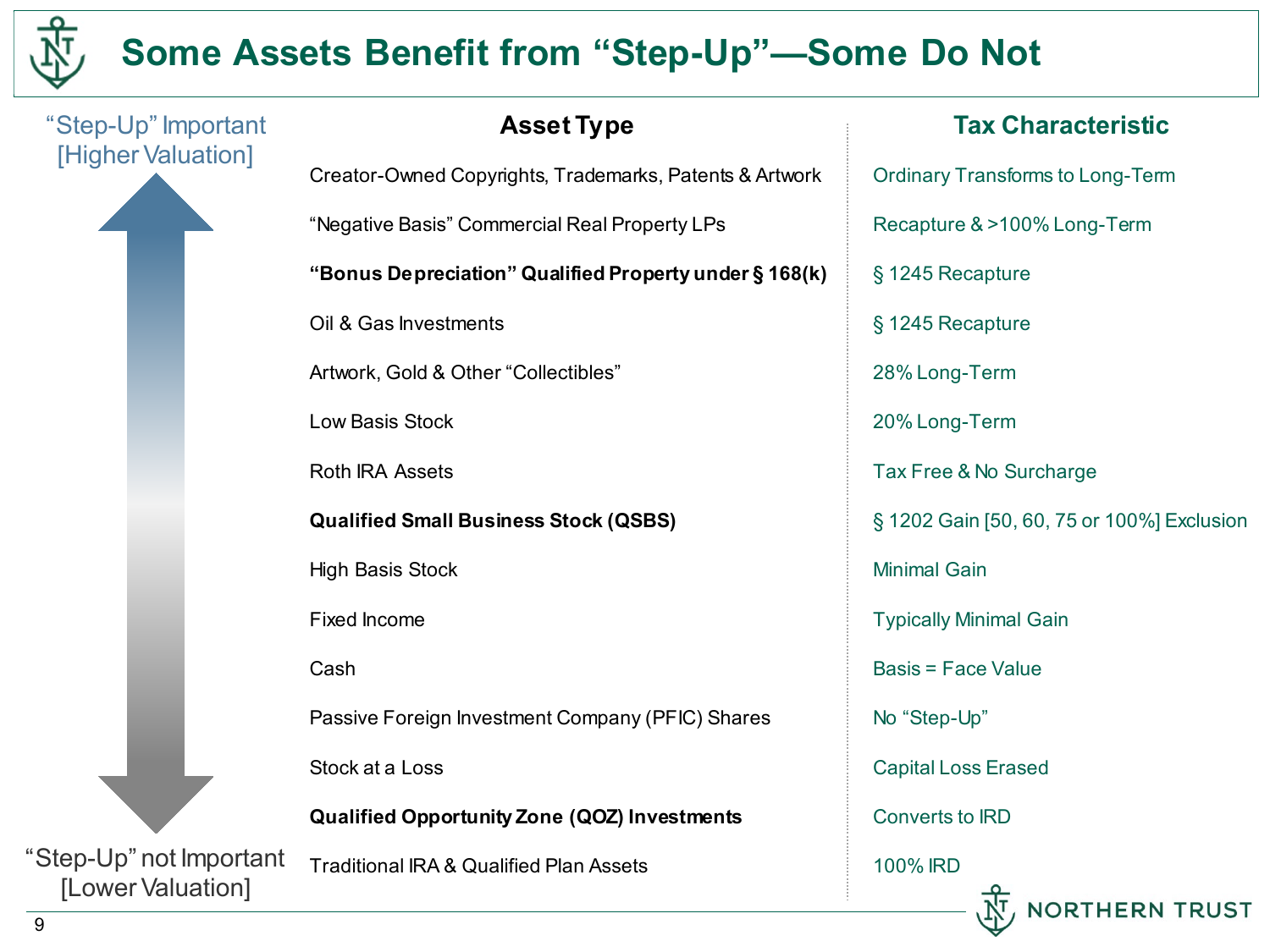# Some Assets Benefit from "Step-Up"—Some Do Not

"Step-Up" Important [Higher Valuation]

| Asset Type | Tax Characteristic |
|---|---|
| Creator-Owned Copyrights, Trademarks, Patents & Artwork | Ordinary Transforms to Long-Term |
| "Negative Basis" Commercial Real Property LPs | Recapture & >100% Long-Term |
| **"Bonus Depreciation" Qualified Property under § 168(k)** | § 1245 Recapture |
| Oil & Gas Investments | § 1245 Recapture |
| Artwork, Gold & Other "Collectibles" | 28% Long-Term |
| Low Basis Stock | 20% Long-Term |
| Roth IRA Assets | Tax Free & No Surcharge |
| **Qualified Small Business Stock (QSBS)** | § 1202 Gain [50, 60, 75 or 100%] Exclusion |
| High Basis Stock | Minimal Gain |
| Fixed Income | Typically Minimal Gain |
| Cash | Basis = Face Value |
| Passive Foreign Investment Company (PFIC) Shares | No "Step-Up" |
| Stock at a Loss | Capital Loss Erased |
| **Qualified Opportunity Zone (QOZ) Investments** | Converts to IRD |
| Traditional IRA & Qualified Plan Assets | 100% IRD |

"Step-Up" not Important [Lower Valuation]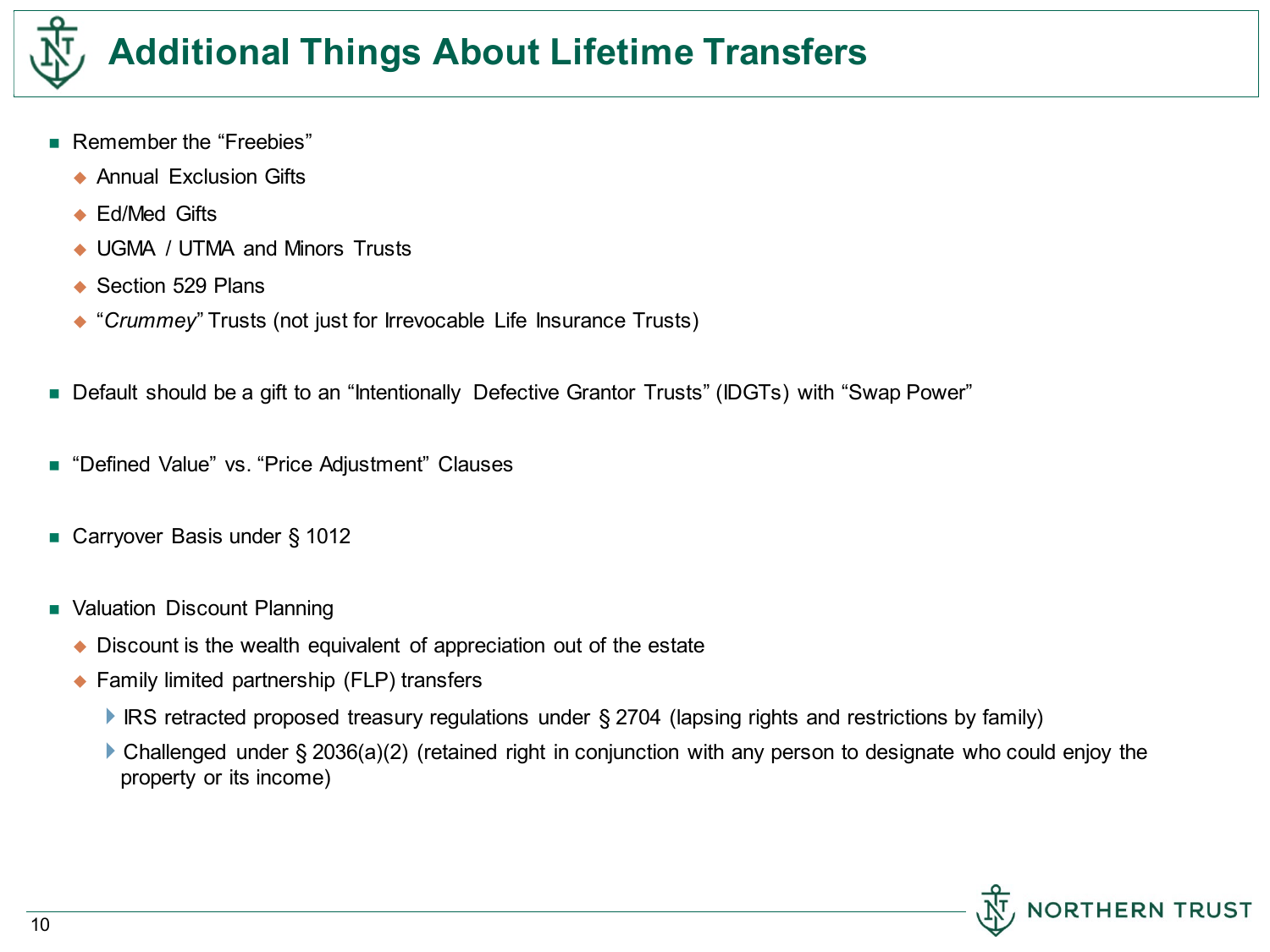# Additional Things About Lifetime Transfers

- Remember the "Freebies"
  - Annual Exclusion Gifts
  - Ed/Med Gifts
  - UGMA / UTMA and Minors Trusts
  - Section 529 Plans
  - "*Crummey*" Trusts (not just for Irrevocable Life Insurance Trusts)

- Default should be a gift to an "Intentionally Defective Grantor Trusts" (IDGTs) with "Swap Power"

- "Defined Value" vs. "Price Adjustment" Clauses

- Carryover Basis under § 1012

- Valuation Discount Planning
  - Discount is the wealth equivalent of appreciation out of the estate
  - Family limited partnership (FLP) transfers
    - IRS retracted proposed treasury regulations under § 2704 (lapsing rights and restrictions by family)
    - Challenged under § 2036(a)(2) (retained right in conjunction with any person to designate who could enjoy the property or its income)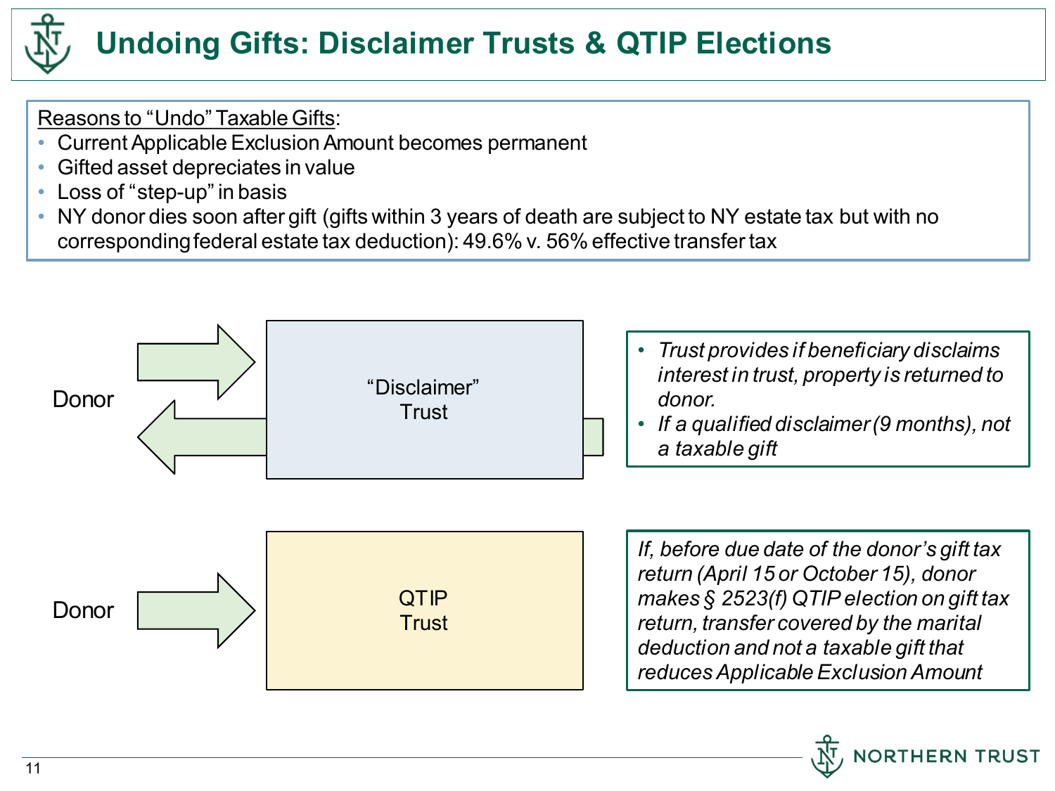# Undoing Gifts: Disclaimer Trusts & QTIP Elections

Reasons to "Undo" Taxable Gifts:

- Current Applicable Exclusion Amount becomes permanent
- Gifted asset depreciates in value
- Loss of "step-up" in basis
- NY donor dies soon after gift (gifts within 3 years of death are subject to NY estate tax but with no corresponding federal estate tax deduction): 49.6% v. 56% effective transfer tax

Donor

"Disclaimer" Trust

- *Trust provides if beneficiary disclaims interest in trust, property is returned to donor.*
- *If a qualified disclaimer (9 months), not a taxable gift*

Donor

QTIP Trust

*If, before due date of the donor's gift tax return (April 15 or October 15), donor makes § 2523(f) QTIP election on gift tax return, transfer covered by the marital deduction and not a taxable gift that reduces Applicable Exclusion Amount*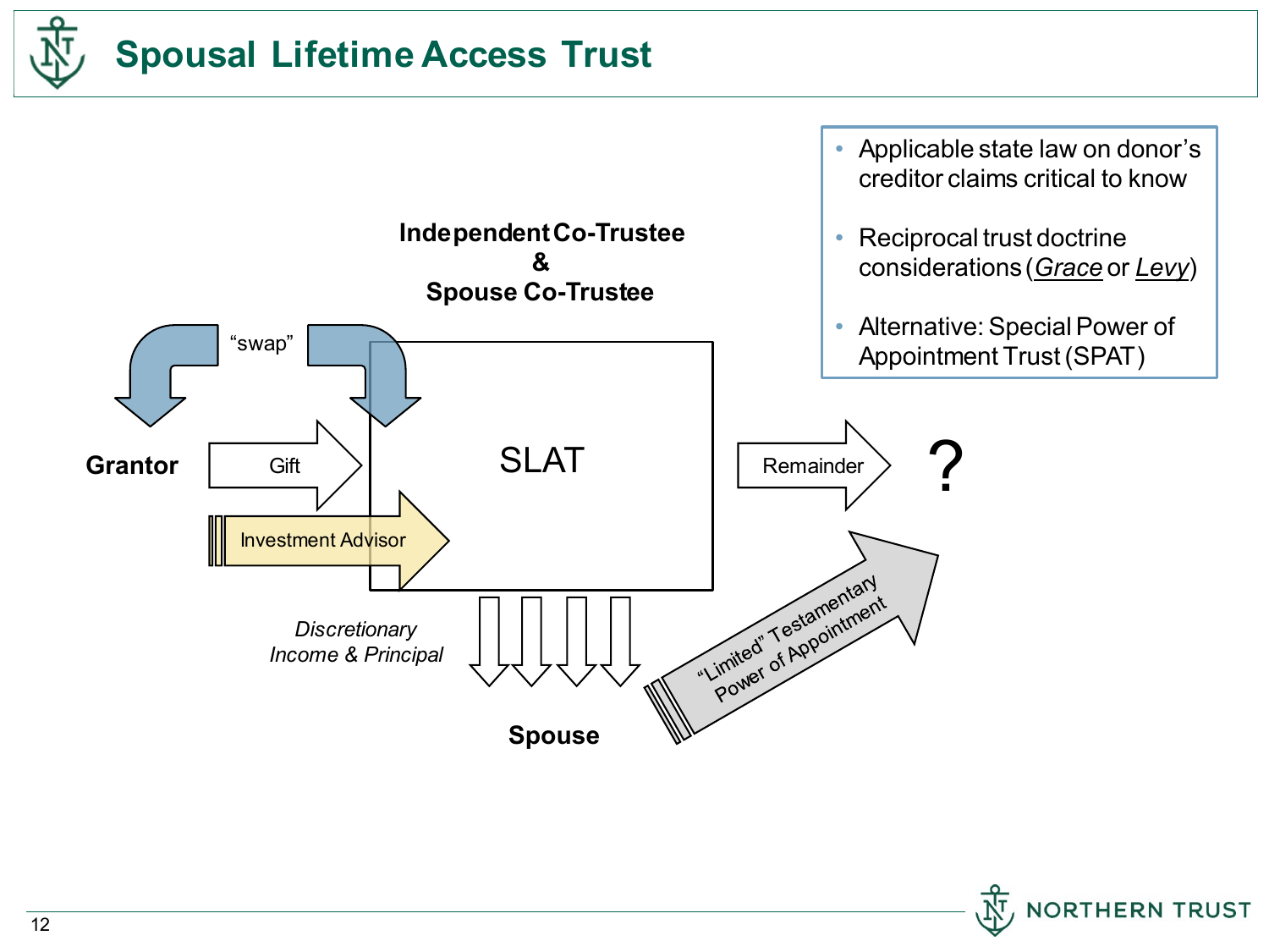# Spousal Lifetime Access Trust

- Applicable state law on donor's creditor claims critical to know
- Reciprocal trust doctrine considerations (*Grace* or *Levy*)
- Alternative: Special Power of Appointment Trust (SPAT)

**Independent Co-Trustee**
**&**
**Spouse Co-Trustee**

"swap"

**Grantor**

Gift

Investment Advisor

SLAT

Remainder

?

*Discretionary Income & Principal*

**Spouse**

"Limited" Testamentary Power of Appointment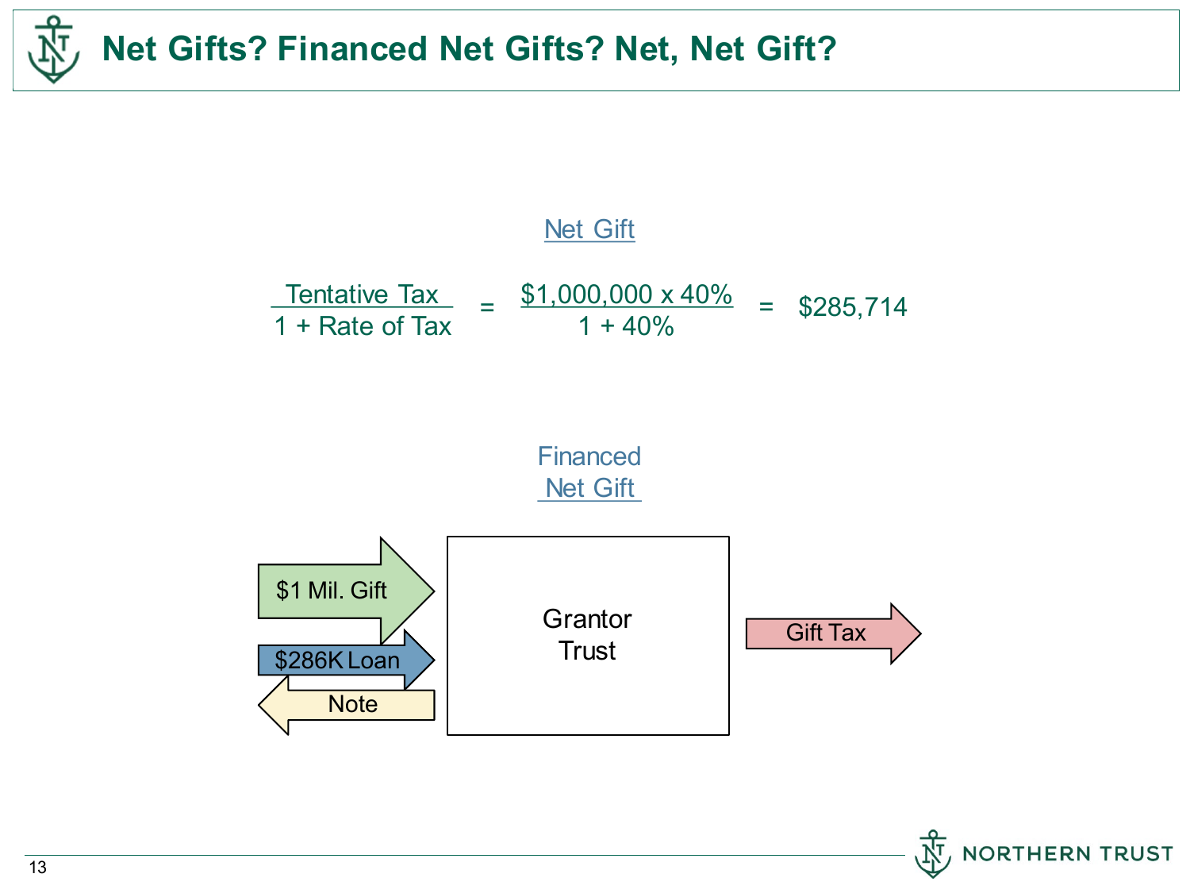# Net Gifts? Financed Net Gifts? Net, Net Gift?

## Net Gift

$$\frac{\text{Tentative Tax}}{1 + \text{Rate of Tax}} = \frac{\$1{,}000{,}000 \times 40\%}{1 + 40\%} = \$285{,}714$$

## Financed Net Gift

$1 Mil. Gift

$286K Loan

Note

Grantor Trust

Gift Tax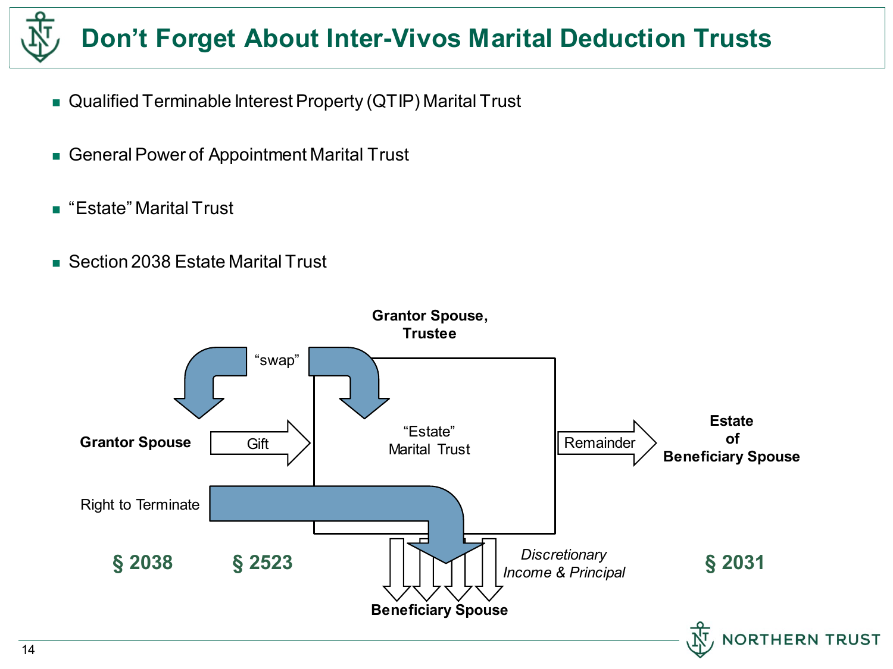# Don't Forget About Inter-Vivos Marital Deduction Trusts

- Qualified Terminable Interest Property (QTIP) Marital Trust
- General Power of Appointment Marital Trust
- "Estate" Marital Trust
- Section 2038 Estate Marital Trust

**Grantor Spouse, Trustee**

"swap"

**Grantor Spouse**

Gift

"Estate" Marital Trust

Remainder

**Estate of Beneficiary Spouse**

Right to Terminate

*Discretionary Income & Principal*

**Beneficiary Spouse**

**§ 2038** **§ 2523** **§ 2031**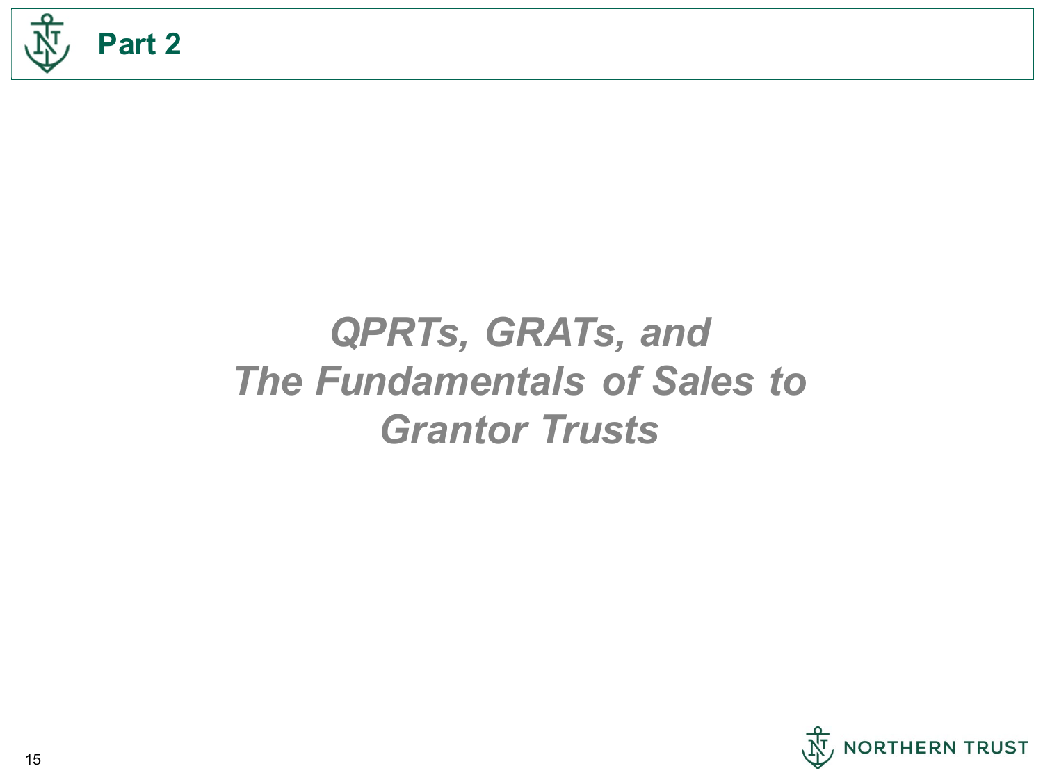# Part 2

## *QPRTs, GRATs, and The Fundamentals of Sales to Grantor Trusts*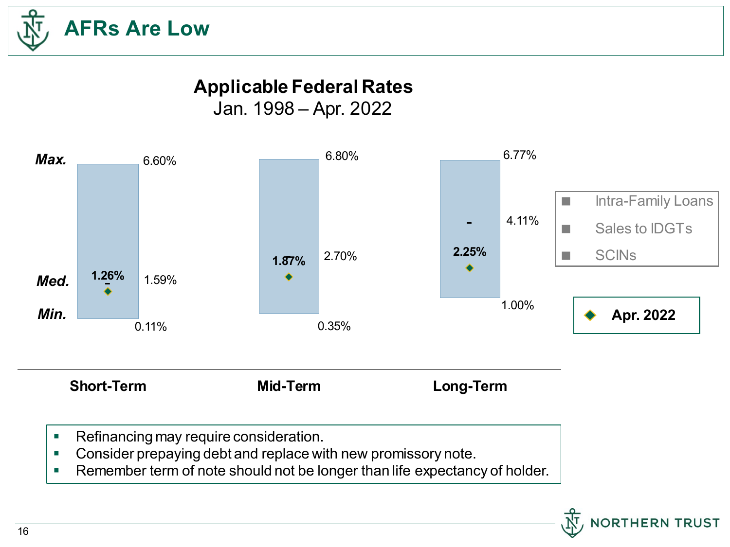# AFRs Are Low

## Applicable Federal Rates
Jan. 1998 – Apr. 2022

| | Short-Term | Mid-Term | Long-Term |
|---|---|---|---|
| Max. | 6.60% | 6.80% | 6.77% |
| Med. | 1.59% | 2.70% | 4.11% |
| Min. | 0.11% | 0.35% | 1.00% |
| Apr. 2022 | 1.26% | 1.87% | 2.25% |

- Intra-Family Loans
- Sales to IDGTs
- SCINs

- Refinancing may require consideration.
- Consider prepaying debt and replace with new promissory note.
- Remember term of note should not be longer than life expectancy of holder.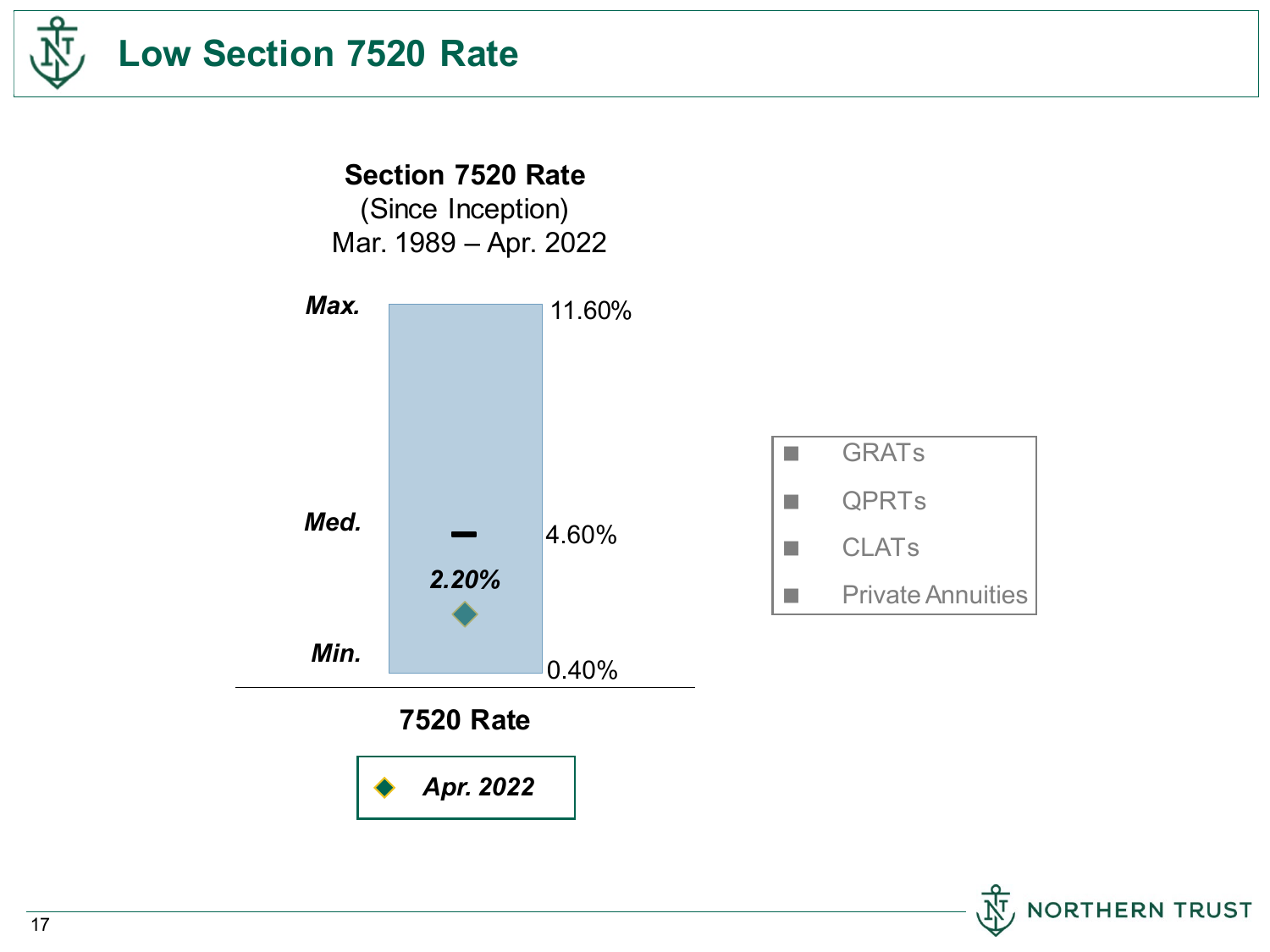# Low Section 7520 Rate

**Section 7520 Rate**
(Since Inception)
Mar. 1989 – Apr. 2022

| | 7520 Rate |
|---|---|
| *Max.* | 11.60% |
| *Med.* | 4.60% |
| *Min.* | 0.40% |
| *Apr. 2022* | *2.20%* |

- GRATs
- QPRTs
- CLATs
- Private Annuities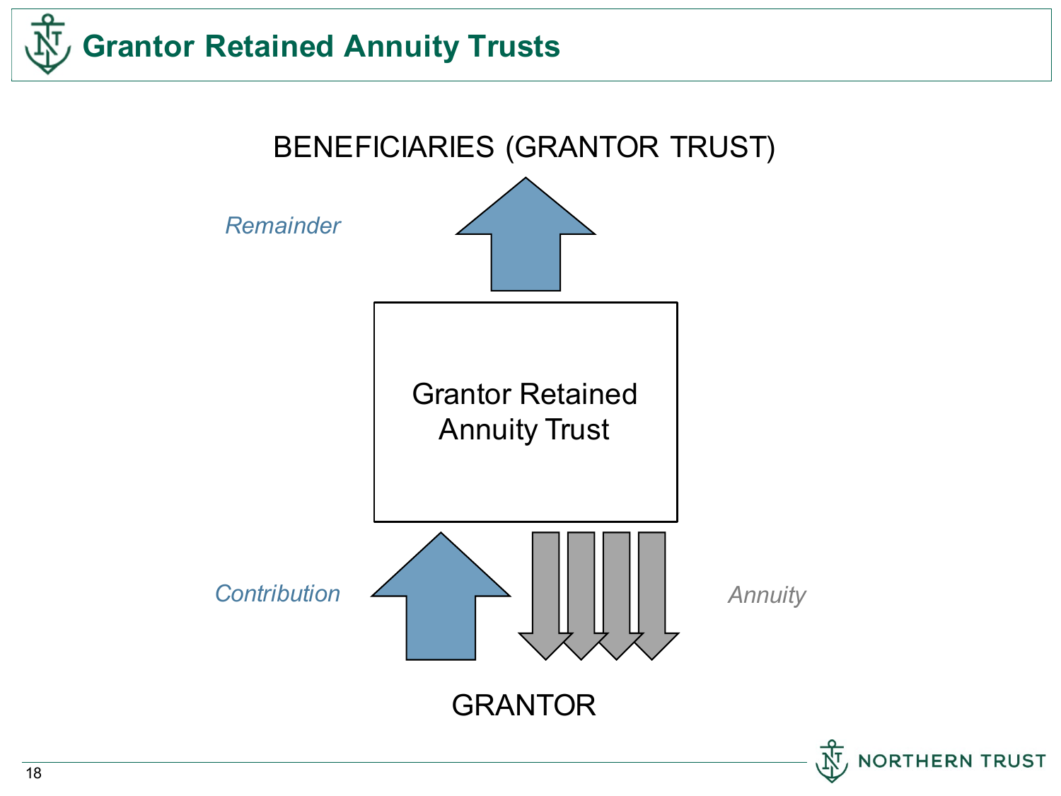# Grantor Retained Annuity Trusts

BENEFICIARIES (GRANTOR TRUST)

*Remainder*

Grantor Retained Annuity Trust

*Contribution*

*Annuity*

GRANTOR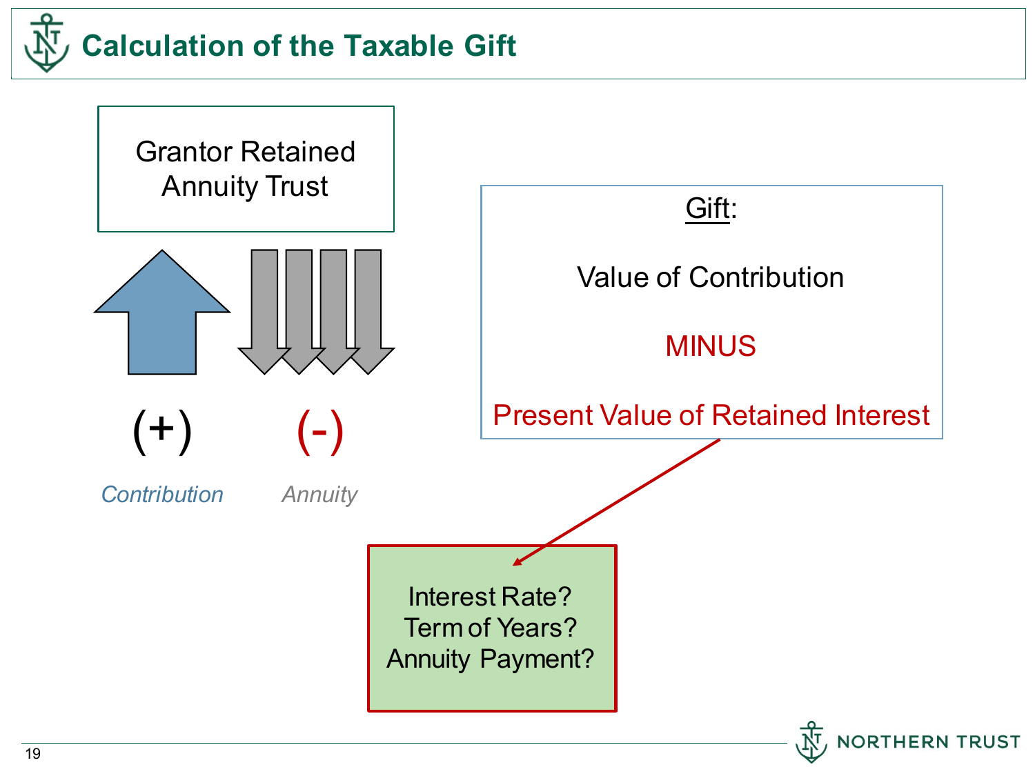# Calculation of the Taxable Gift

Grantor Retained Annuity Trust

(+) *Contribution*

(-) *Annuity*

Gift:

Value of Contribution

MINUS

Present Value of Retained Interest

Interest Rate?
Term of Years?
Annuity Payment?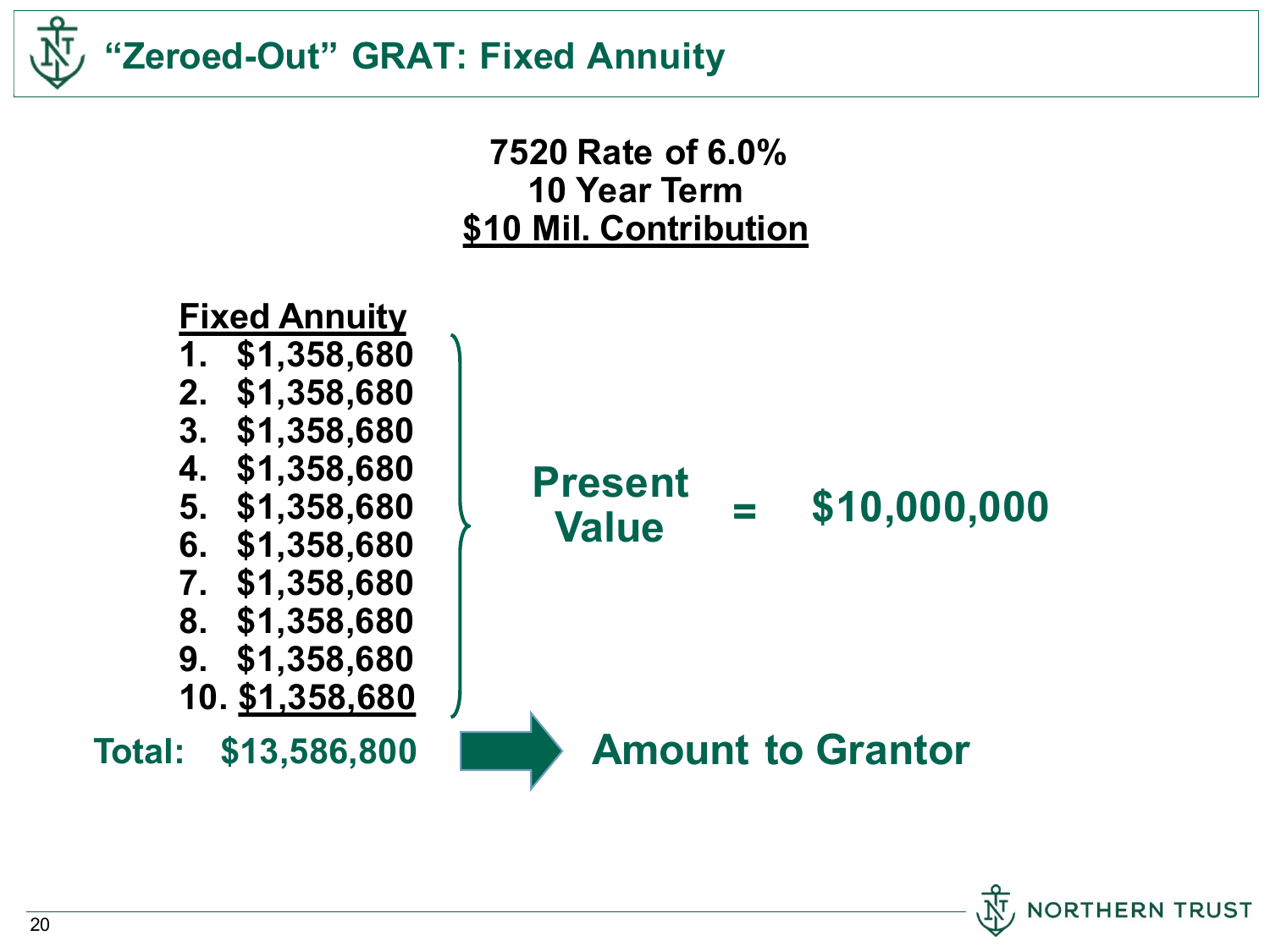# "Zeroed-Out" GRAT: Fixed Annuity

**7520 Rate of 6.0%**
**10 Year Term**
**$10 Mil. Contribution**

**Fixed Annuity**

1. $1,358,680
2. $1,358,680
3. $1,358,680
4. $1,358,680
5. $1,358,680
6. $1,358,680
7. $1,358,680
8. $1,358,680
9. $1,358,680
10. $1,358,680

**Present Value = $10,000,000**

**Total: $13,586,800 → Amount to Grantor**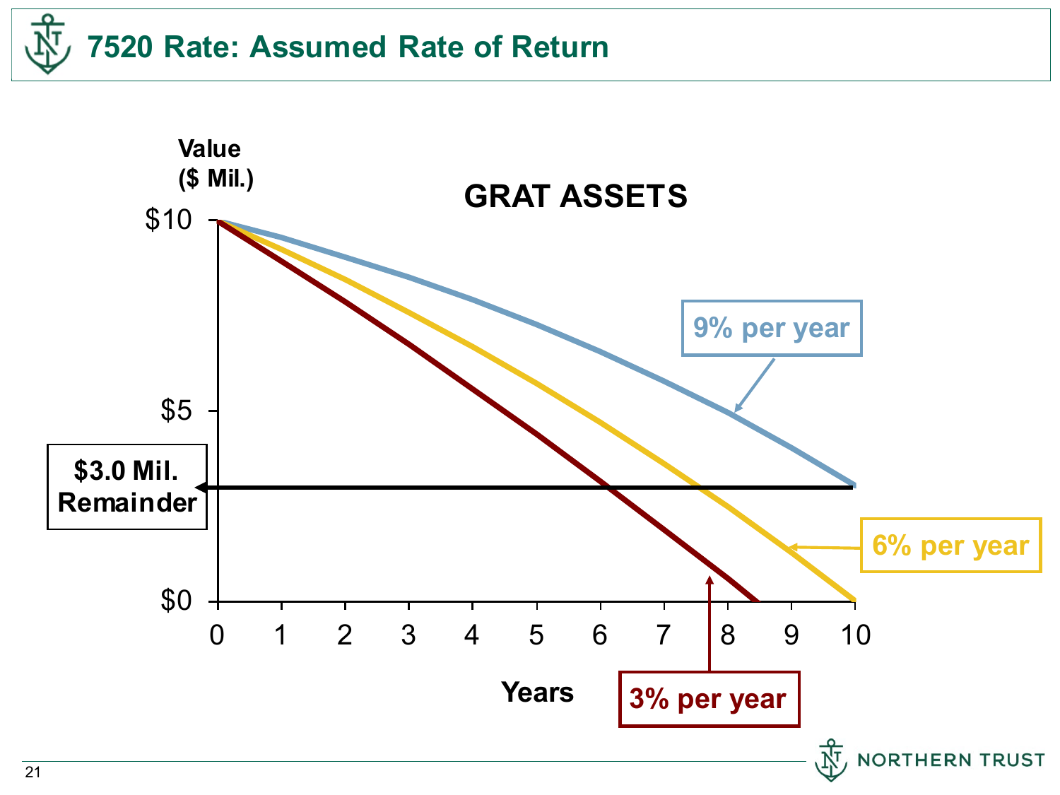# 7520 Rate: Assumed Rate of Return

**GRAT ASSETS**

Value ($ Mil.)

$10

$5

$0

0 1 2 3 4 5 6 7 8 9 10

Years

**$3.0 Mil. Remainder**

9% per year

6% per year

3% per year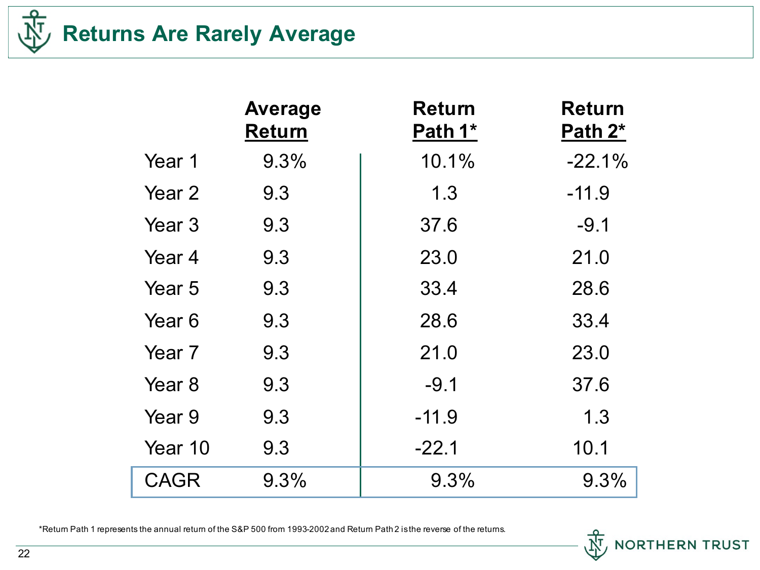# Returns Are Rarely Average

| | Average Return | Return Path 1* | Return Path 2* |
|---|---|---|---|
| Year 1 | 9.3% | 10.1% | -22.1% |
| Year 2 | 9.3 | 1.3 | -11.9 |
| Year 3 | 9.3 | 37.6 | -9.1 |
| Year 4 | 9.3 | 23.0 | 21.0 |
| Year 5 | 9.3 | 33.4 | 28.6 |
| Year 6 | 9.3 | 28.6 | 33.4 |
| Year 7 | 9.3 | 21.0 | 23.0 |
| Year 8 | 9.3 | -9.1 | 37.6 |
| Year 9 | 9.3 | -11.9 | 1.3 |
| Year 10 | 9.3 | -22.1 | 10.1 |
| CAGR | 9.3% | 9.3% | 9.3% |

*Return Path 1 represents the annual return of the S&P 500 from 1993-2002 and Return Path 2 is the reverse of the returns.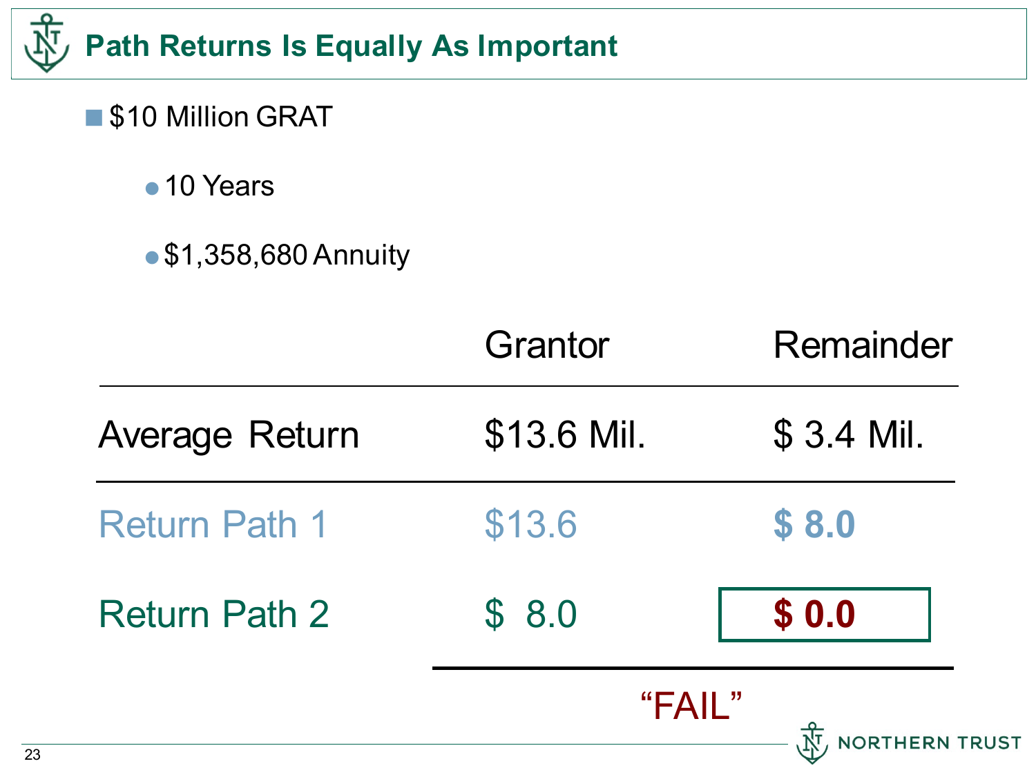# Path Returns Is Equally As Important

- $10 Million GRAT
  - 10 Years
  - $1,358,680 Annuity

| | Grantor | Remainder |
|---|---|---|
| Average Return | $13.6 Mil. | $ 3.4 Mil. |
| Return Path 1 | $13.6 | **$ 8.0** |
| Return Path 2 | $ 8.0 | **$ 0.0** |

“FAIL”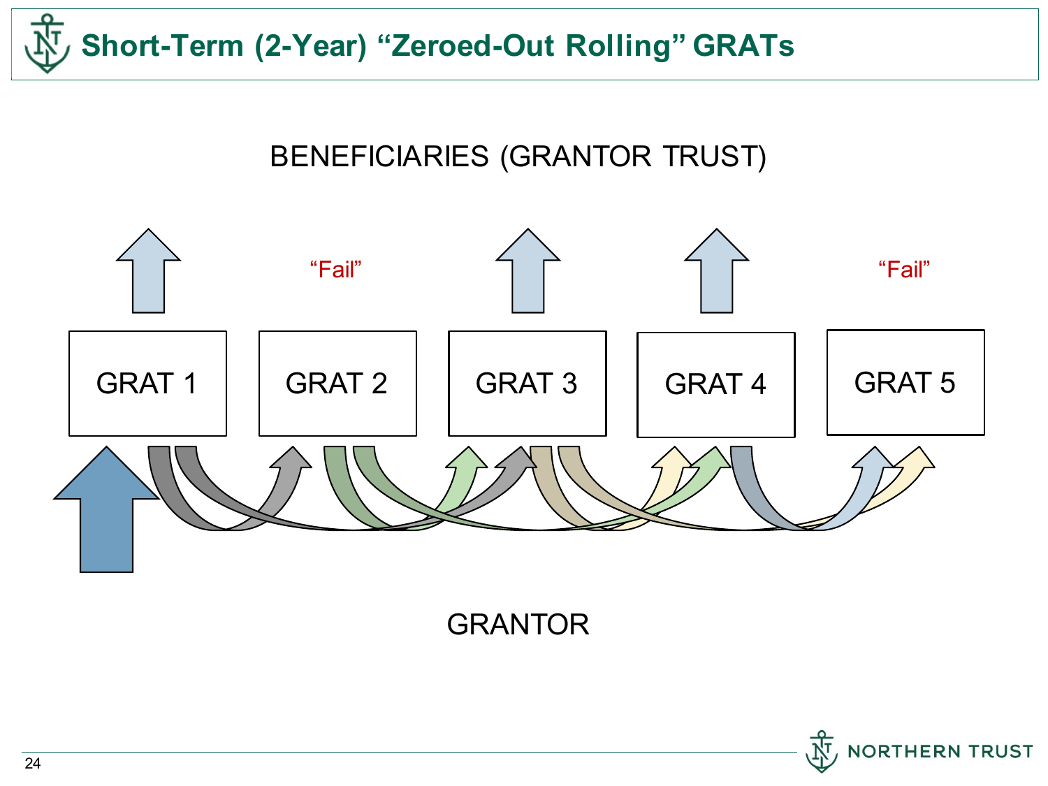# Short-Term (2-Year) "Zeroed-Out Rolling" GRATs

BENEFICIARIES (GRANTOR TRUST)

"Fail"

"Fail"

GRAT 1

GRAT 2

GRAT 3

GRAT 4

GRAT 5

GRANTOR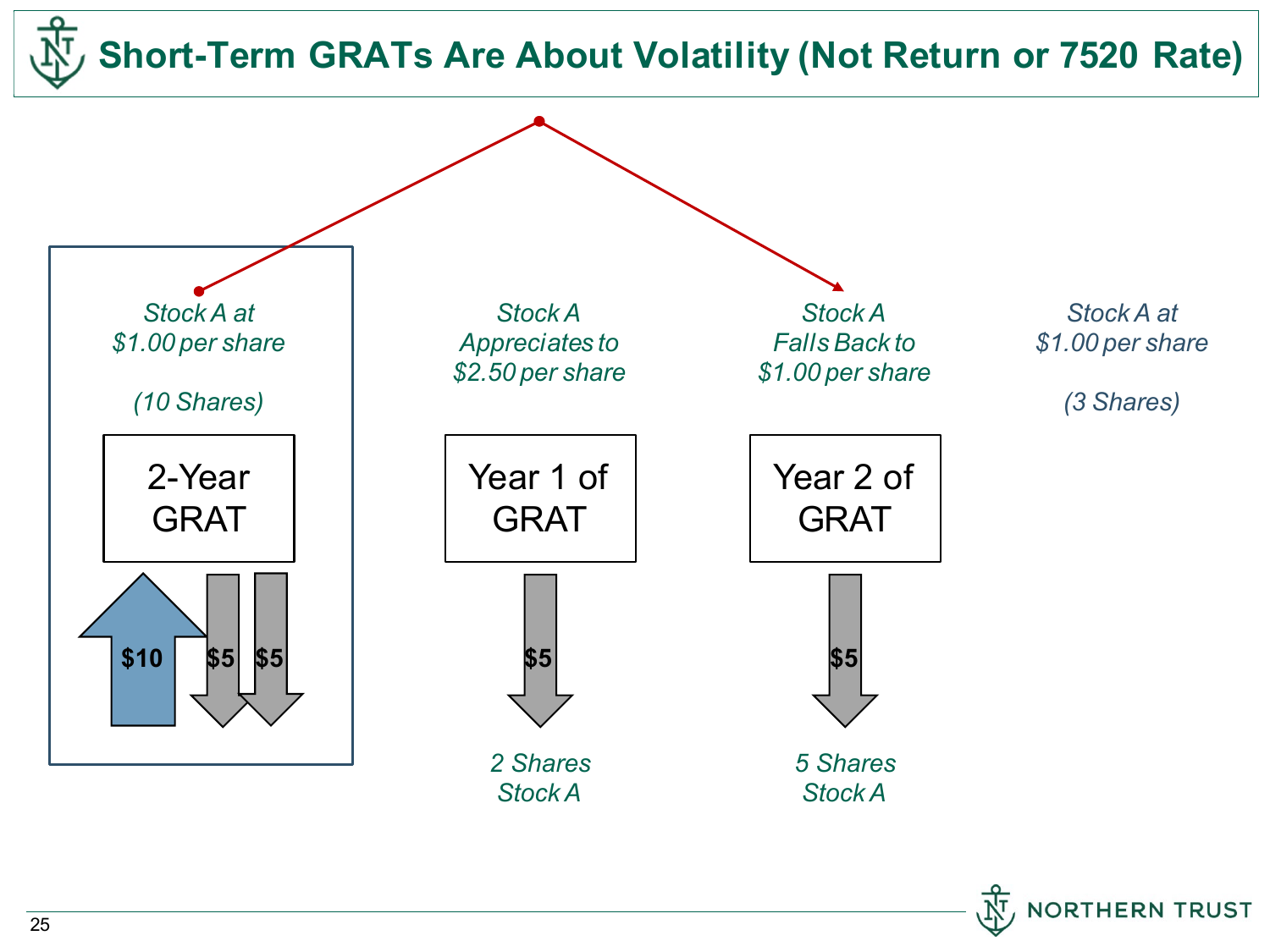# Short-Term GRATs Are About Volatility (Not Return or 7520 Rate)

*Stock A at $1.00 per share*

*(10 Shares)*

2-Year GRAT

$10 | $5 | $5

*Stock A Appreciates to $2.50 per share*

Year 1 of GRAT

$5

*2 Shares Stock A*

*Stock A Falls Back to $1.00 per share*

Year 2 of GRAT

$5

*5 Shares Stock A*

*Stock A at $1.00 per share*

*(3 Shares)*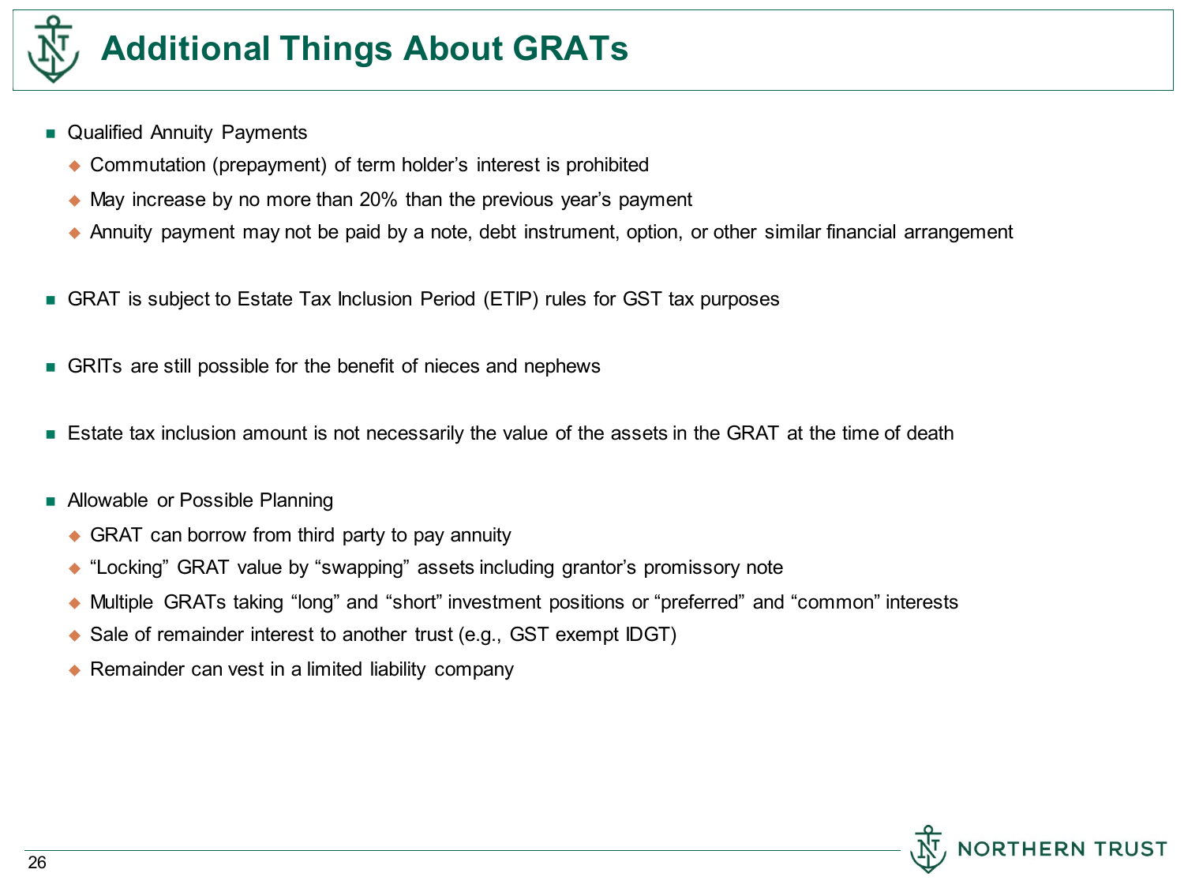# Additional Things About GRATs

- Qualified Annuity Payments
  - Commutation (prepayment) of term holder's interest is prohibited
  - May increase by no more than 20% than the previous year's payment
  - Annuity payment may not be paid by a note, debt instrument, option, or other similar financial arrangement
- GRAT is subject to Estate Tax Inclusion Period (ETIP) rules for GST tax purposes
- GRITs are still possible for the benefit of nieces and nephews
- Estate tax inclusion amount is not necessarily the value of the assets in the GRAT at the time of death
- Allowable or Possible Planning
  - GRAT can borrow from third party to pay annuity
  - "Locking" GRAT value by "swapping" assets including grantor's promissory note
  - Multiple GRATs taking "long" and "short" investment positions or "preferred" and "common" interests
  - Sale of remainder interest to another trust (e.g., GST exempt IDGT)
  - Remainder can vest in a limited liability company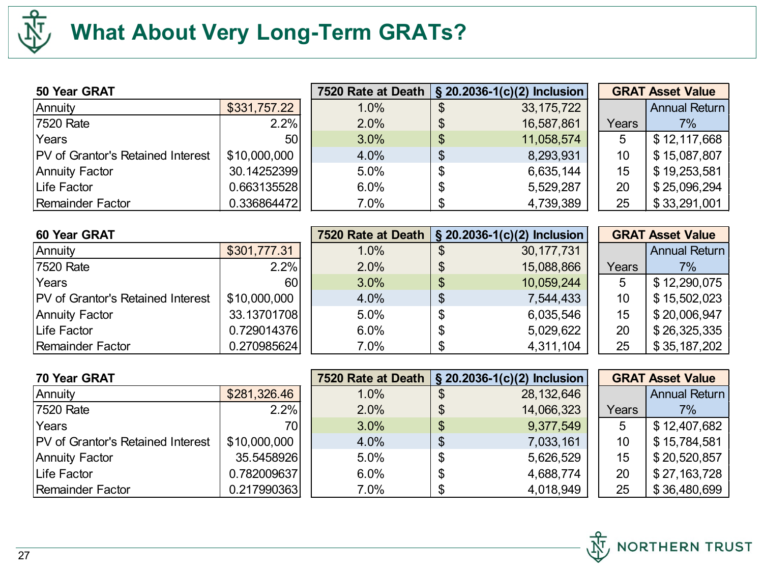# What About Very Long-Term GRATs?

| 50 Year GRAT | |
|---|---|
| Annuity | $331,757.22 |
| 7520 Rate | 2.2% |
| Years | 50 |
| PV of Grantor's Retained Interest | $10,000,000 |
| Annuity Factor | 30.14252399 |
| Life Factor | 0.663135528 |
| Remainder Factor | 0.336864472 |

| 7520 Rate at Death | § 20.2036-1(c)(2) Inclusion |
|---|---|
| 1.0% | $ 33,175,722 |
| 2.0% | $ 16,587,861 |
| 3.0% | $ 11,058,574 |
| 4.0% | $ 8,293,931 |
| 5.0% | $ 6,635,144 |
| 6.0% | $ 5,529,287 |
| 7.0% | $ 4,739,389 |

| GRAT Asset Value | |
|---|---|
| Years | Annual Return 7% |
| 5 | $ 12,117,668 |
| 10 | $ 15,087,807 |
| 15 | $ 19,253,581 |
| 20 | $ 25,096,294 |
| 25 | $ 33,291,001 |

| 60 Year GRAT | |
|---|---|
| Annuity | $301,777.31 |
| 7520 Rate | 2.2% |
| Years | 60 |
| PV of Grantor's Retained Interest | $10,000,000 |
| Annuity Factor | 33.13701708 |
| Life Factor | 0.729014376 |
| Remainder Factor | 0.270985624 |

| 7520 Rate at Death | § 20.2036-1(c)(2) Inclusion |
|---|---|
| 1.0% | $ 30,177,731 |
| 2.0% | $ 15,088,866 |
| 3.0% | $ 10,059,244 |
| 4.0% | $ 7,544,433 |
| 5.0% | $ 6,035,546 |
| 6.0% | $ 5,029,622 |
| 7.0% | $ 4,311,104 |

| GRAT Asset Value | |
|---|---|
| Years | Annual Return 7% |
| 5 | $ 12,290,075 |
| 10 | $ 15,502,023 |
| 15 | $ 20,006,947 |
| 20 | $ 26,325,335 |
| 25 | $ 35,187,202 |

| 70 Year GRAT | |
|---|---|
| Annuity | $281,326.46 |
| 7520 Rate | 2.2% |
| Years | 70 |
| PV of Grantor's Retained Interest | $10,000,000 |
| Annuity Factor | 35.5458926 |
| Life Factor | 0.782009637 |
| Remainder Factor | 0.217990363 |

| 7520 Rate at Death | § 20.2036-1(c)(2) Inclusion |
|---|---|
| 1.0% | $ 28,132,646 |
| 2.0% | $ 14,066,323 |
| 3.0% | $ 9,377,549 |
| 4.0% | $ 7,033,161 |
| 5.0% | $ 5,626,529 |
| 6.0% | $ 4,688,774 |
| 7.0% | $ 4,018,949 |

| GRAT Asset Value | |
|---|---|
| Years | Annual Return 7% |
| 5 | $ 12,407,682 |
| 10 | $ 15,784,581 |
| 15 | $ 20,520,857 |
| 20 | $ 27,163,728 |
| 25 | $ 36,480,699 |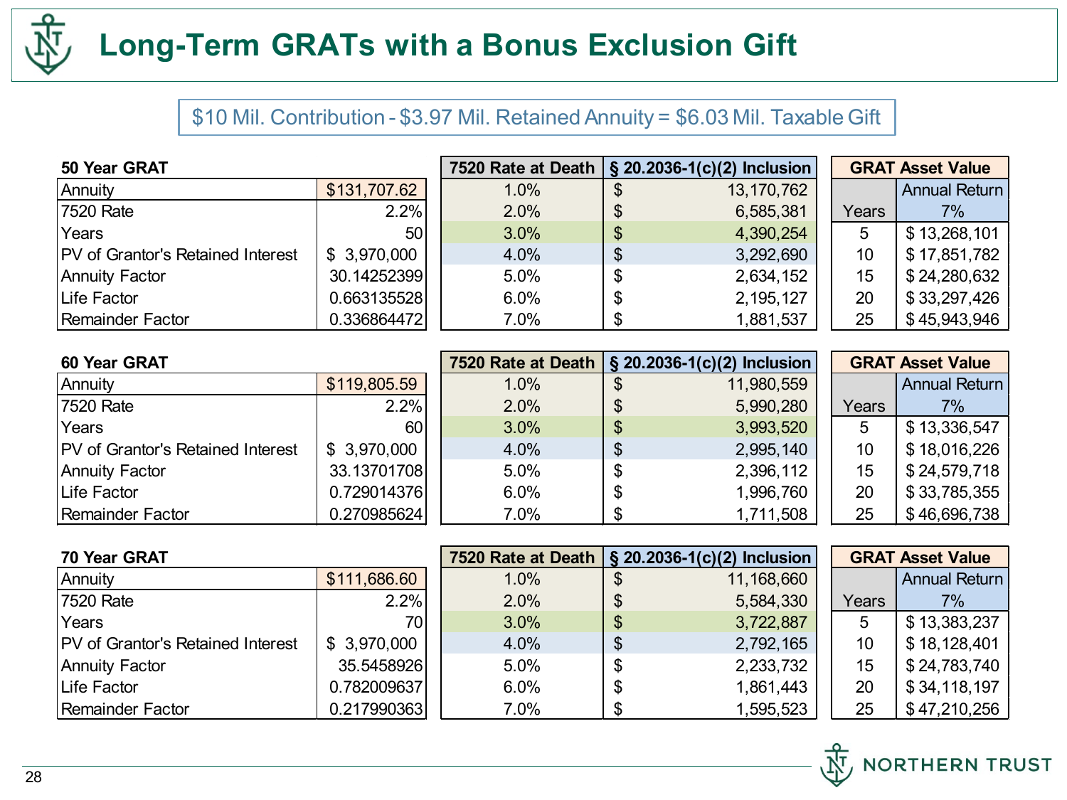# Long-Term GRATs with a Bonus Exclusion Gift

$10 Mil. Contribution - $3.97 Mil. Retained Annuity = $6.03 Mil. Taxable Gift

| 50 Year GRAT | |
|---|---|
| Annuity | $131,707.62 |
| 7520 Rate | 2.2% |
| Years | 50 |
| PV of Grantor's Retained Interest | $ 3,970,000 |
| Annuity Factor | 30.14252399 |
| Life Factor | 0.663135528 |
| Remainder Factor | 0.336864472 |

| 7520 Rate at Death | § 20.2036-1(c)(2) Inclusion |
|---|---|
| 1.0% | $ 13,170,762 |
| 2.0% | $ 6,585,381 |
| 3.0% | $ 4,390,254 |
| 4.0% | $ 3,292,690 |
| 5.0% | $ 2,634,152 |
| 6.0% | $ 2,195,127 |
| 7.0% | $ 1,881,537 |

| GRAT Asset Value | |
|---|---|
| | Annual Return |
| Years | 7% |
| 5 | $ 13,268,101 |
| 10 | $ 17,851,782 |
| 15 | $ 24,280,632 |
| 20 | $ 33,297,426 |
| 25 | $ 45,943,946 |

| 60 Year GRAT | |
|---|---|
| Annuity | $119,805.59 |
| 7520 Rate | 2.2% |
| Years | 60 |
| PV of Grantor's Retained Interest | $ 3,970,000 |
| Annuity Factor | 33.13701708 |
| Life Factor | 0.729014376 |
| Remainder Factor | 0.270985624 |

| 7520 Rate at Death | § 20.2036-1(c)(2) Inclusion |
|---|---|
| 1.0% | $ 11,980,559 |
| 2.0% | $ 5,990,280 |
| 3.0% | $ 3,993,520 |
| 4.0% | $ 2,995,140 |
| 5.0% | $ 2,396,112 |
| 6.0% | $ 1,996,760 |
| 7.0% | $ 1,711,508 |

| GRAT Asset Value | |
|---|---|
| | Annual Return |
| Years | 7% |
| 5 | $ 13,336,547 |
| 10 | $ 18,016,226 |
| 15 | $ 24,579,718 |
| 20 | $ 33,785,355 |
| 25 | $ 46,696,738 |

| 70 Year GRAT | |
|---|---|
| Annuity | $111,686.60 |
| 7520 Rate | 2.2% |
| Years | 70 |
| PV of Grantor's Retained Interest | $ 3,970,000 |
| Annuity Factor | 35.5458926 |
| Life Factor | 0.782009637 |
| Remainder Factor | 0.217990363 |

| 7520 Rate at Death | § 20.2036-1(c)(2) Inclusion |
|---|---|
| 1.0% | $ 11,168,660 |
| 2.0% | $ 5,584,330 |
| 3.0% | $ 3,722,887 |
| 4.0% | $ 2,792,165 |
| 5.0% | $ 2,233,732 |
| 6.0% | $ 1,861,443 |
| 7.0% | $ 1,595,523 |

| GRAT Asset Value | |
|---|---|
| | Annual Return |
| Years | 7% |
| 5 | $ 13,383,237 |
| 10 | $ 18,128,401 |
| 15 | $ 24,783,740 |
| 20 | $ 34,118,197 |
| 25 | $ 47,210,256 |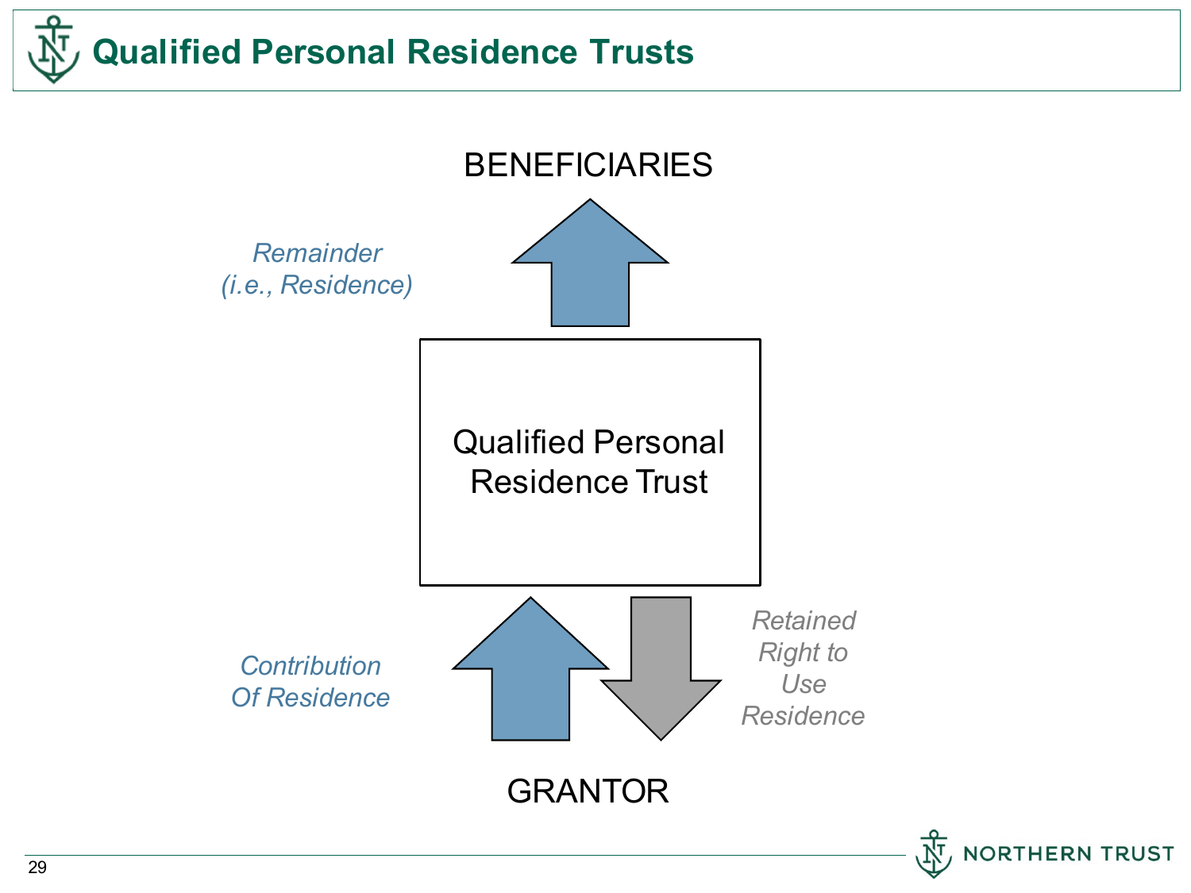# Qualified Personal Residence Trusts

BENEFICIARIES

*Remainder (i.e., Residence)*

Qualified Personal Residence Trust

*Contribution Of Residence*

*Retained Right to Use Residence*

GRANTOR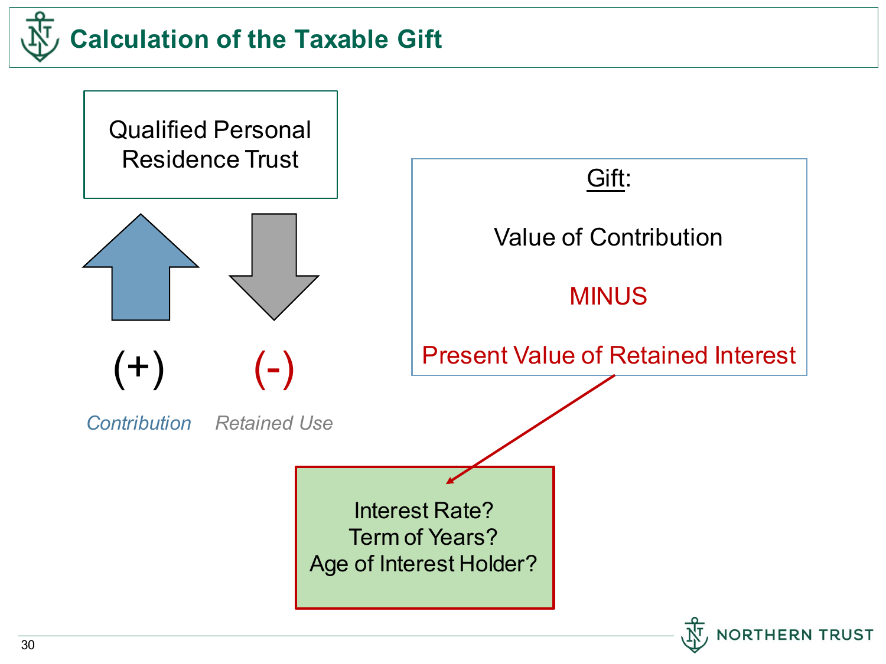# Calculation of the Taxable Gift

Qualified Personal Residence Trust

(+) *Contribution*

(-) *Retained Use*

Gift:

Value of Contribution

MINUS

Present Value of Retained Interest

Interest Rate?
Term of Years?
Age of Interest Holder?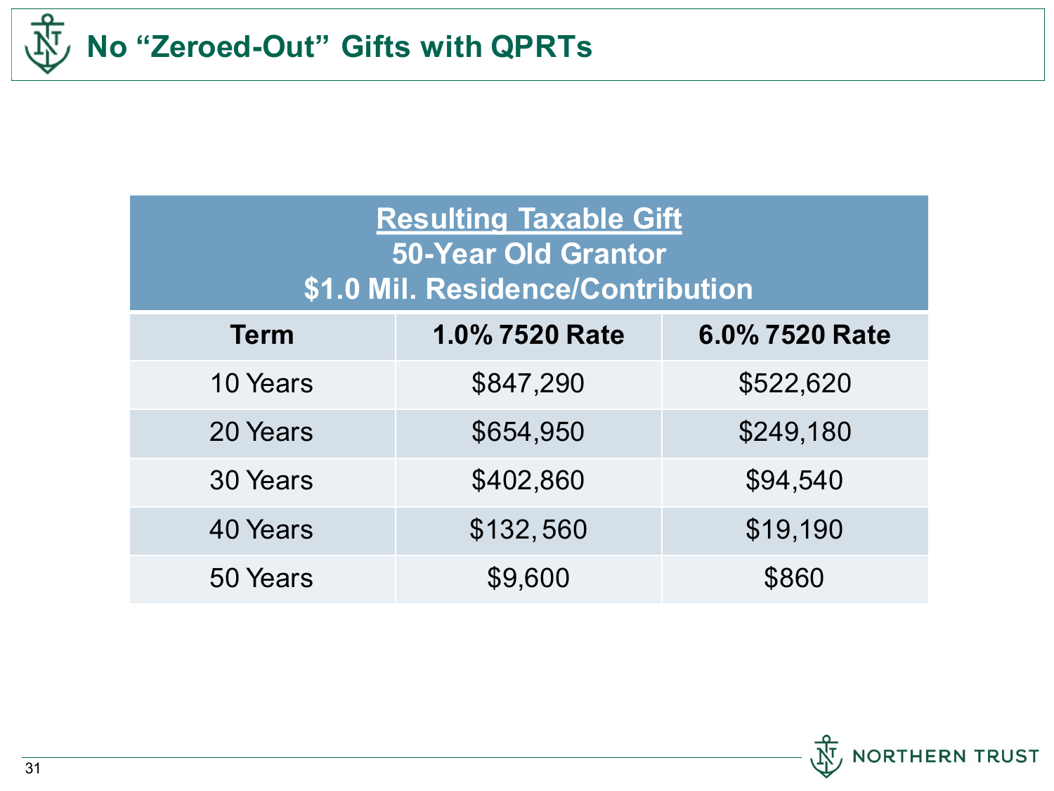# No “Zeroed-Out” Gifts with QPRTs

| Resulting Taxable Gift<br>50-Year Old Grantor<br>$1.0 Mil. Residence/Contribution | | |
|---|---|---|
| **Term** | **1.0% 7520 Rate** | **6.0% 7520 Rate** |
| 10 Years | $847,290 | $522,620 |
| 20 Years | $654,950 | $249,180 |
| 30 Years | $402,860 | $94,540 |
| 40 Years | $132,560 | $19,190 |
| 50 Years | $9,600 | $860 |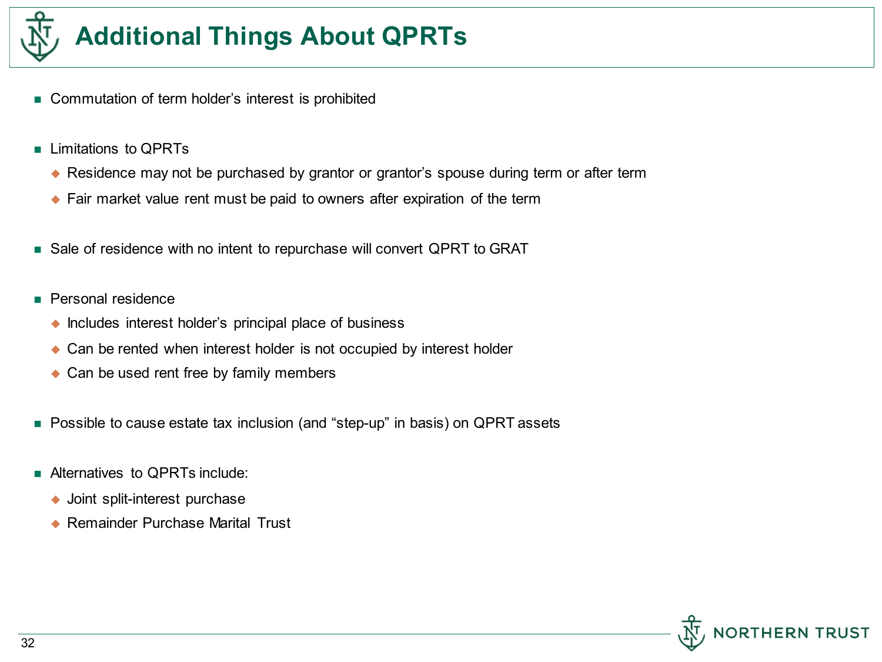# Additional Things About QPRTs

- Commutation of term holder's interest is prohibited
- Limitations to QPRTs
  - Residence may not be purchased by grantor or grantor's spouse during term or after term
  - Fair market value rent must be paid to owners after expiration of the term
- Sale of residence with no intent to repurchase will convert QPRT to GRAT
- Personal residence
  - Includes interest holder's principal place of business
  - Can be rented when interest holder is not occupied by interest holder
  - Can be used rent free by family members
- Possible to cause estate tax inclusion (and "step-up" in basis) on QPRT assets
- Alternatives to QPRTs include:
  - Joint split-interest purchase
  - Remainder Purchase Marital Trust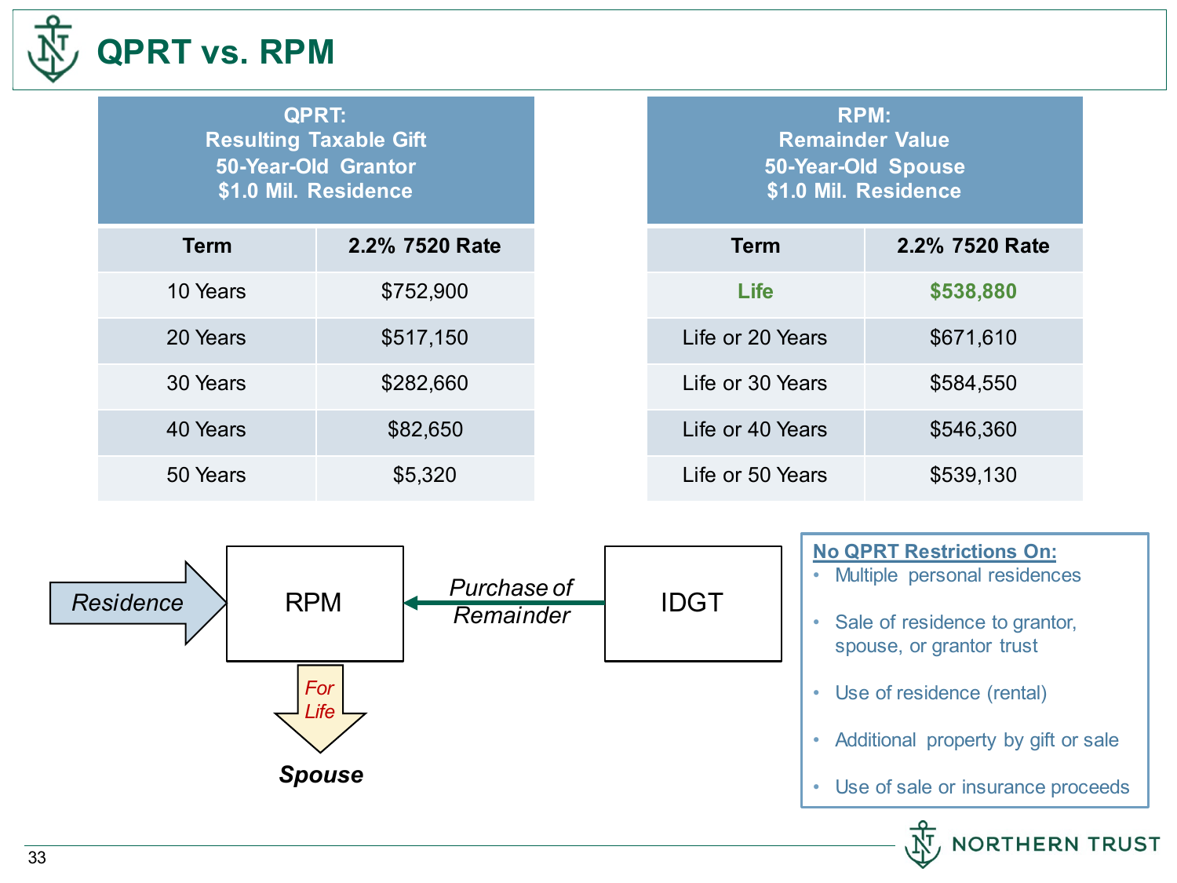# QPRT vs. RPM

| QPRT: Resulting Taxable Gift 50-Year-Old Grantor $1.0 Mil. Residence | |
|---|---|
| **Term** | **2.2% 7520 Rate** |
| 10 Years | $752,900 |
| 20 Years | $517,150 |
| 30 Years | $282,660 |
| 40 Years | $82,650 |
| 50 Years | $5,320 |

| RPM: Remainder Value 50-Year-Old Spouse $1.0 Mil. Residence | |
|---|---|
| **Term** | **2.2% 7520 Rate** |
| **Life** | **$538,880** |
| Life or 20 Years | $671,610 |
| Life or 30 Years | $584,550 |
| Life or 40 Years | $546,360 |
| Life or 50 Years | $539,130 |

*Residence* → RPM ← *Purchase of Remainder* — IDGT

RPM → *For Life* → **Spouse**

**No QPRT Restrictions On:**

- Multiple personal residences
- Sale of residence to grantor, spouse, or grantor trust
- Use of residence (rental)
- Additional property by gift or sale
- Use of sale or insurance proceeds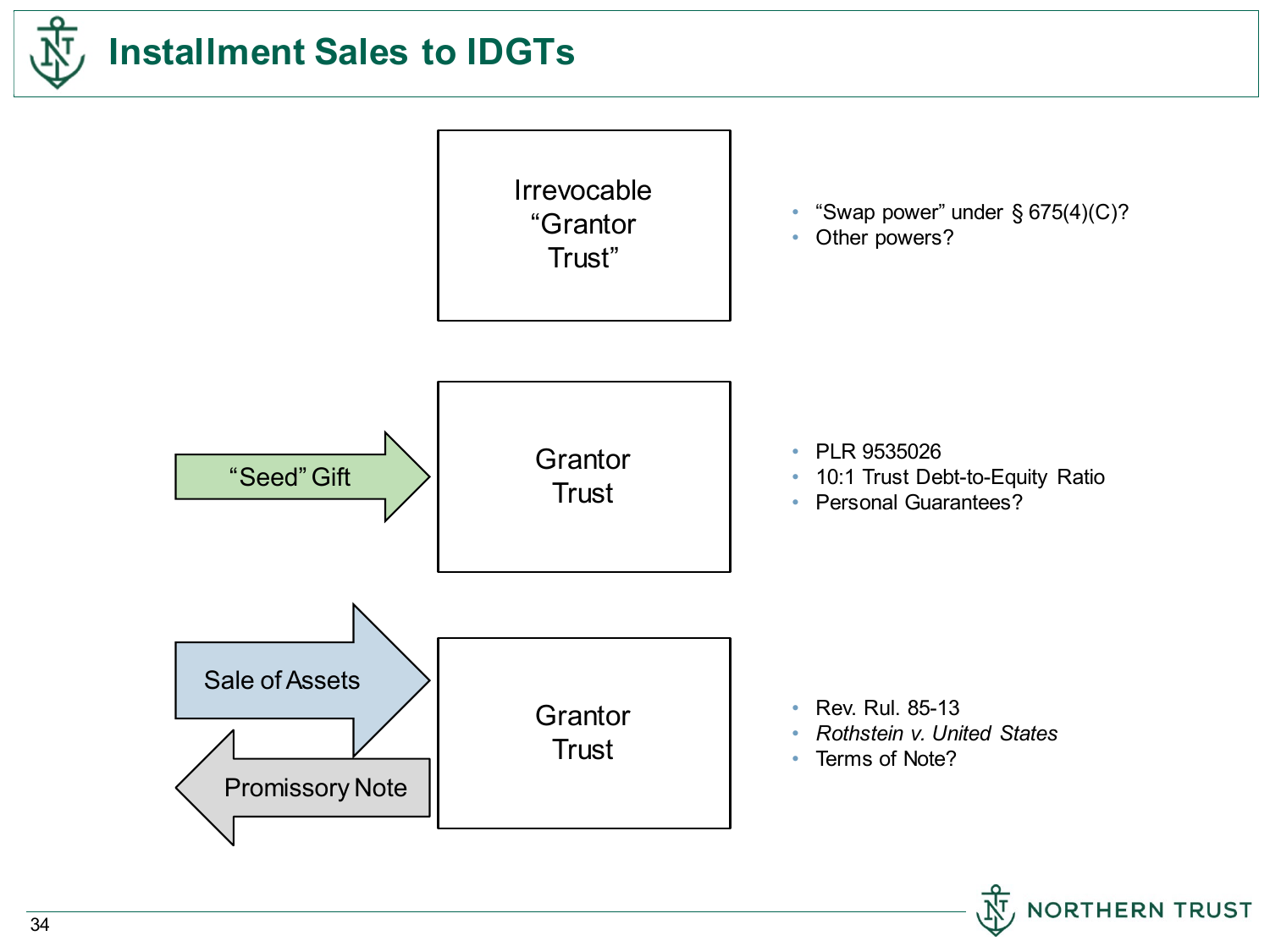# Installment Sales to IDGTs

Irrevocable "Grantor Trust"

- "Swap power" under § 675(4)(C)?
- Other powers?

"Seed" Gift → Grantor Trust

- PLR 9535026
- 10:1 Trust Debt-to-Equity Ratio
- Personal Guarantees?

Sale of Assets → Grantor Trust

Promissory Note ← Grantor Trust

- Rev. Rul. 85-13
- *Rothstein v. United States*
- Terms of Note?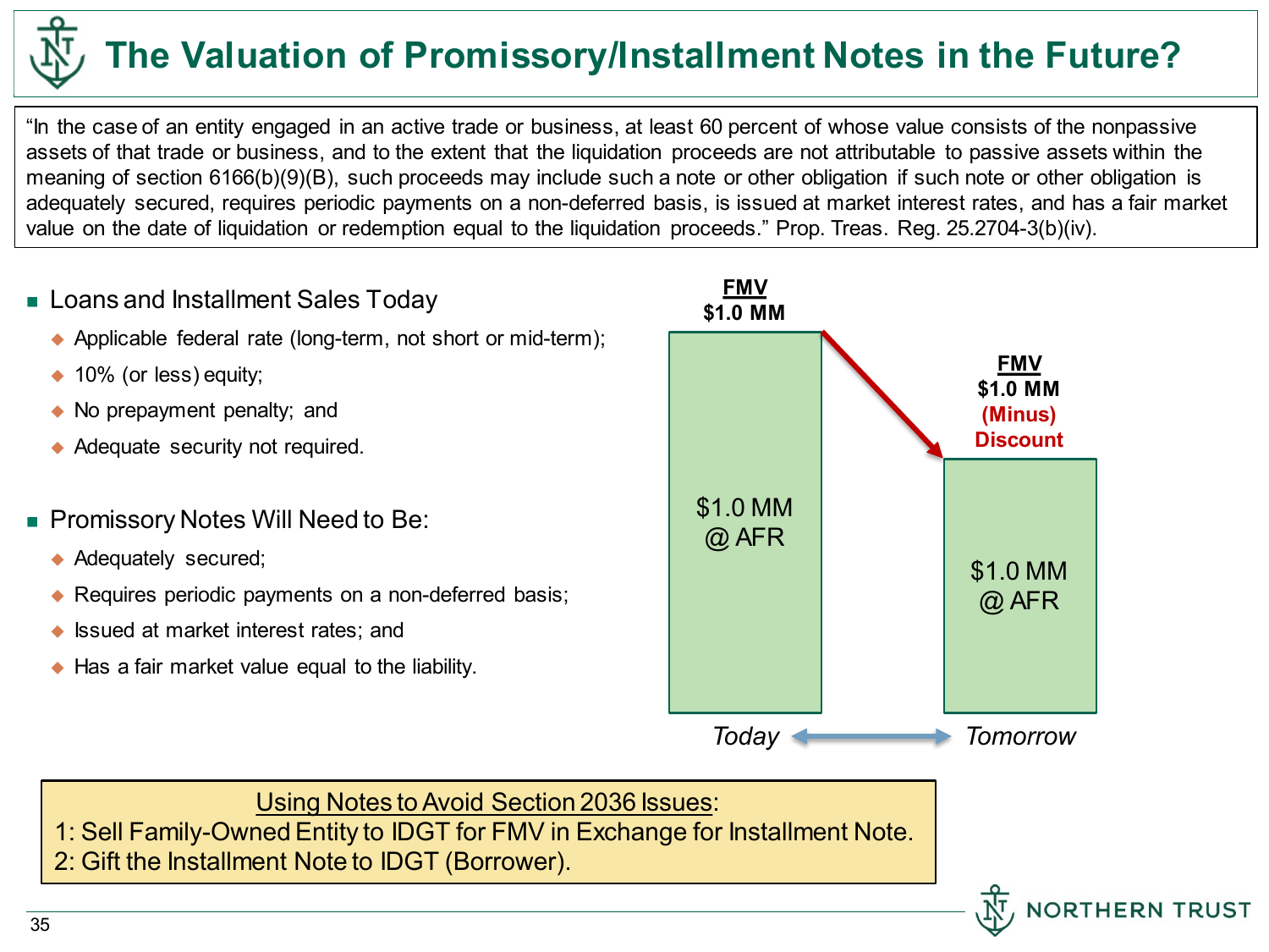# The Valuation of Promissory/Installment Notes in the Future?

"In the case of an entity engaged in an active trade or business, at least 60 percent of whose value consists of the nonpassive assets of that trade or business, and to the extent that the liquidation proceeds are not attributable to passive assets within the meaning of section 6166(b)(9)(B), such proceeds may include such a note or other obligation if such note or other obligation is adequately secured, requires periodic payments on a non-deferred basis, is issued at market interest rates, and has a fair market value on the date of liquidation or redemption equal to the liquidation proceeds." Prop. Treas. Reg. 25.2704-3(b)(iv).

- Loans and Installment Sales Today
  - Applicable federal rate (long-term, not short or mid-term);
  - 10% (or less) equity;
  - No prepayment penalty; and
  - Adequate security not required.
- Promissory Notes Will Need to Be:
  - Adequately secured;
  - Requires periodic payments on a non-deferred basis;
  - Issued at market interest rates; and
  - Has a fair market value equal to the liability.

**FMV**
**$1.0 MM**

$1.0 MM @ AFR

*Today*

**FMV**
**$1.0 MM**
**(Minus) Discount**

$1.0 MM @ AFR

*Tomorrow*

Using Notes to Avoid Section 2036 Issues:
1: Sell Family-Owned Entity to IDGT for FMV in Exchange for Installment Note.
2: Gift the Installment Note to IDGT (Borrower).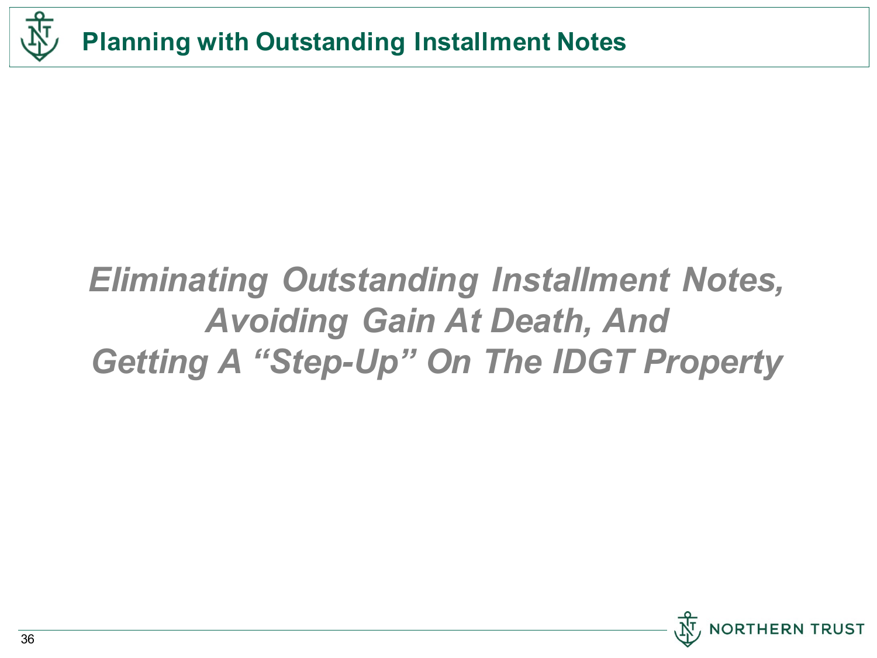# Planning with Outstanding Installment Notes

***Eliminating Outstanding Installment Notes, Avoiding Gain At Death, And Getting A "Step-Up" On The IDGT Property***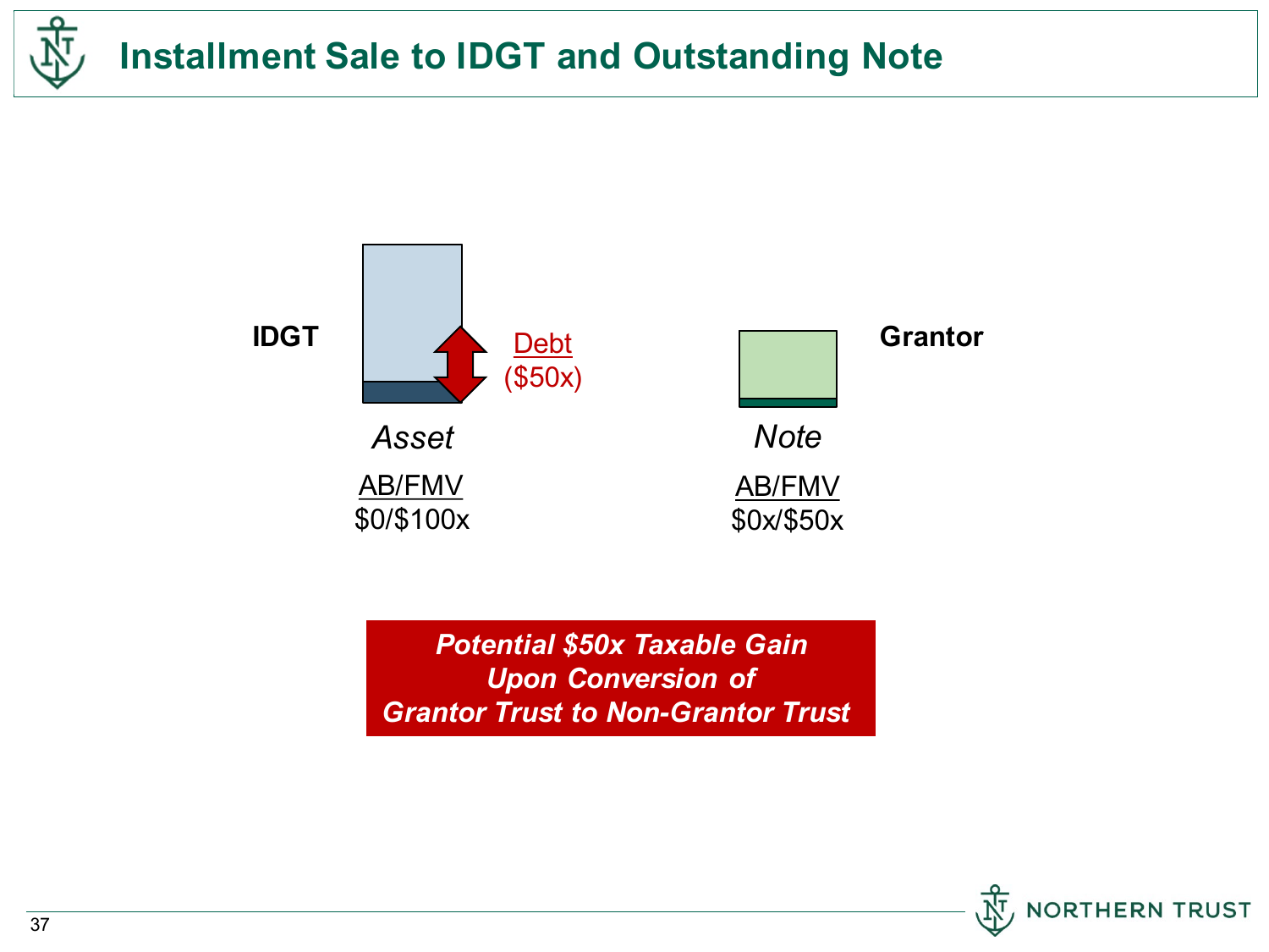# Installment Sale to IDGT and Outstanding Note

**IDGT**

Debt
($50x)

*Asset*

AB/FMV
$0/$100x

**Grantor**

*Note*

AB/FMV
$0x/$50x

***Potential $50x Taxable Gain Upon Conversion of Grantor Trust to Non-Grantor Trust***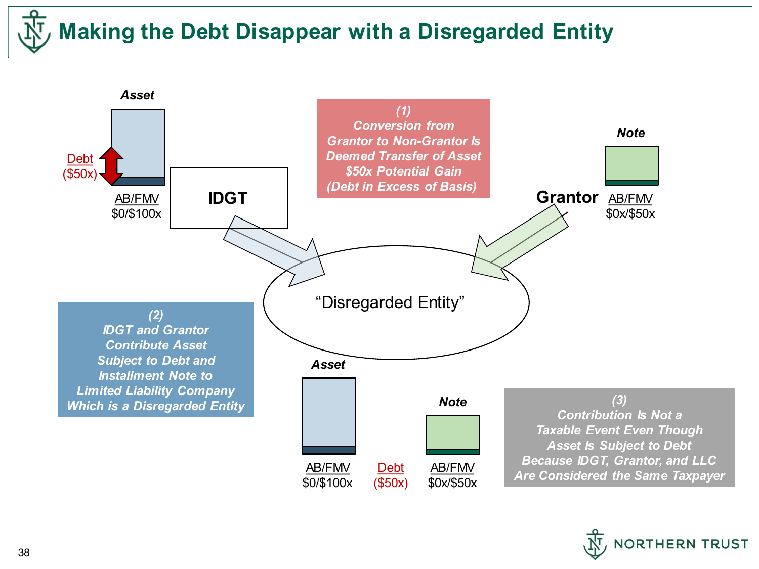# Making the Debt Disappear with a Disregarded Entity

**Asset**

Debt ($50x)

AB/FMV
$0/$100x

**IDGT**

***(1)***
***Conversion from Grantor to Non-Grantor Is Deemed Transfer of Asset***
***$50x Potential Gain***
***(Debt in Excess of Basis)***

**Note**

**Grantor**

AB/FMV
$0x/$50x

"Disregarded Entity"

***(2)***
***IDGT and Grantor Contribute Asset Subject to Debt and Installment Note to Limited Liability Company Which is a Disregarded Entity***

**Asset**

AB/FMV
$0/$100x

Debt
($50x)

**Note**

AB/FMV
$0x/$50x

***(3)***
***Contribution Is Not a Taxable Event Even Though Asset Is Subject to Debt Because IDGT, Grantor, and LLC Are Considered the Same Taxpayer***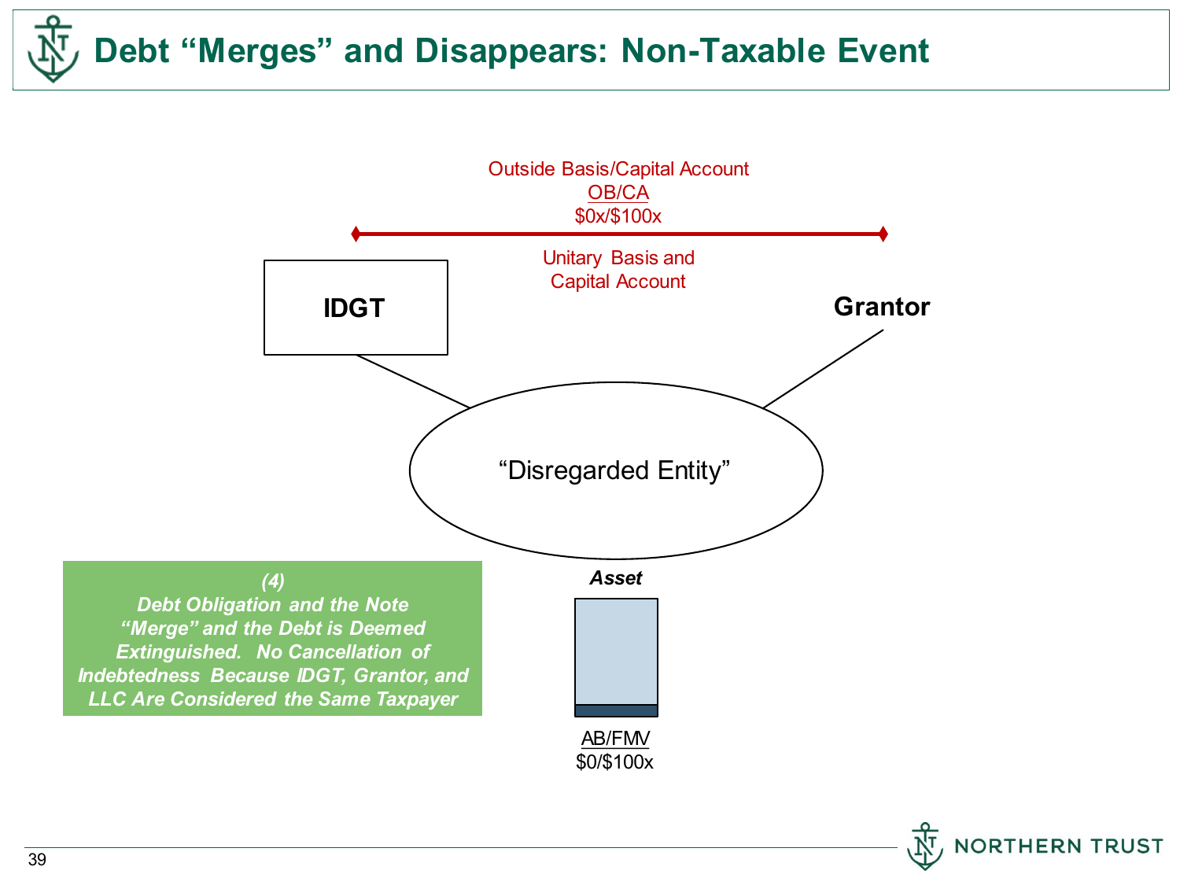# Debt "Merges" and Disappears: Non-Taxable Event

Outside Basis/Capital Account

OB/CA

$0x/$100x

Unitary Basis and Capital Account

**IDGT**

**Grantor**

"Disregarded Entity"

***Asset***

AB/FMV

$0/$100x

***(4)***
***Debt Obligation and the Note "Merge" and the Debt is Deemed Extinguished. No Cancellation of Indebtedness Because IDGT, Grantor, and LLC Are Considered the Same Taxpayer***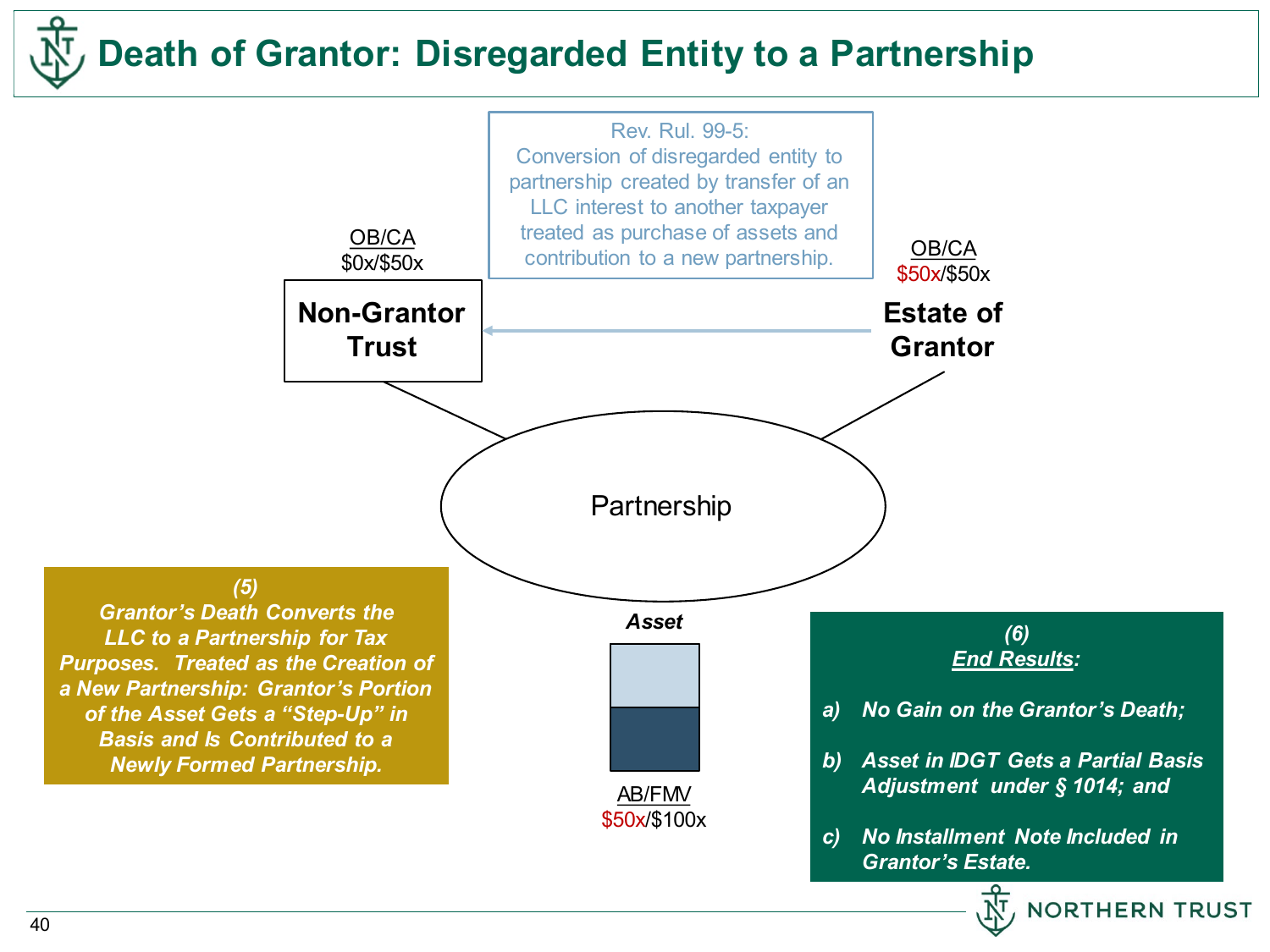# Death of Grantor: Disregarded Entity to a Partnership

Rev. Rul. 99-5:
Conversion of disregarded entity to partnership created by transfer of an LLC interest to another taxpayer treated as purchase of assets and contribution to a new partnership.

**Non-Grantor Trust**
OB/CA
$0x/$50x

**Estate of Grantor**
OB/CA
$50x/$50x

Partnership

**Asset**
AB/FMV
$50x/$100x

***(5)***
***Grantor's Death Converts the LLC to a Partnership for Tax Purposes. Treated as the Creation of a New Partnership: Grantor's Portion of the Asset Gets a "Step-Up" in Basis and Is Contributed to a Newly Formed Partnership.***

***(6)***
***End Results:***

***a) No Gain on the Grantor's Death;***

***b) Asset in IDGT Gets a Partial Basis Adjustment under § 1014; and***

***c) No Installment Note Included in Grantor's Estate.***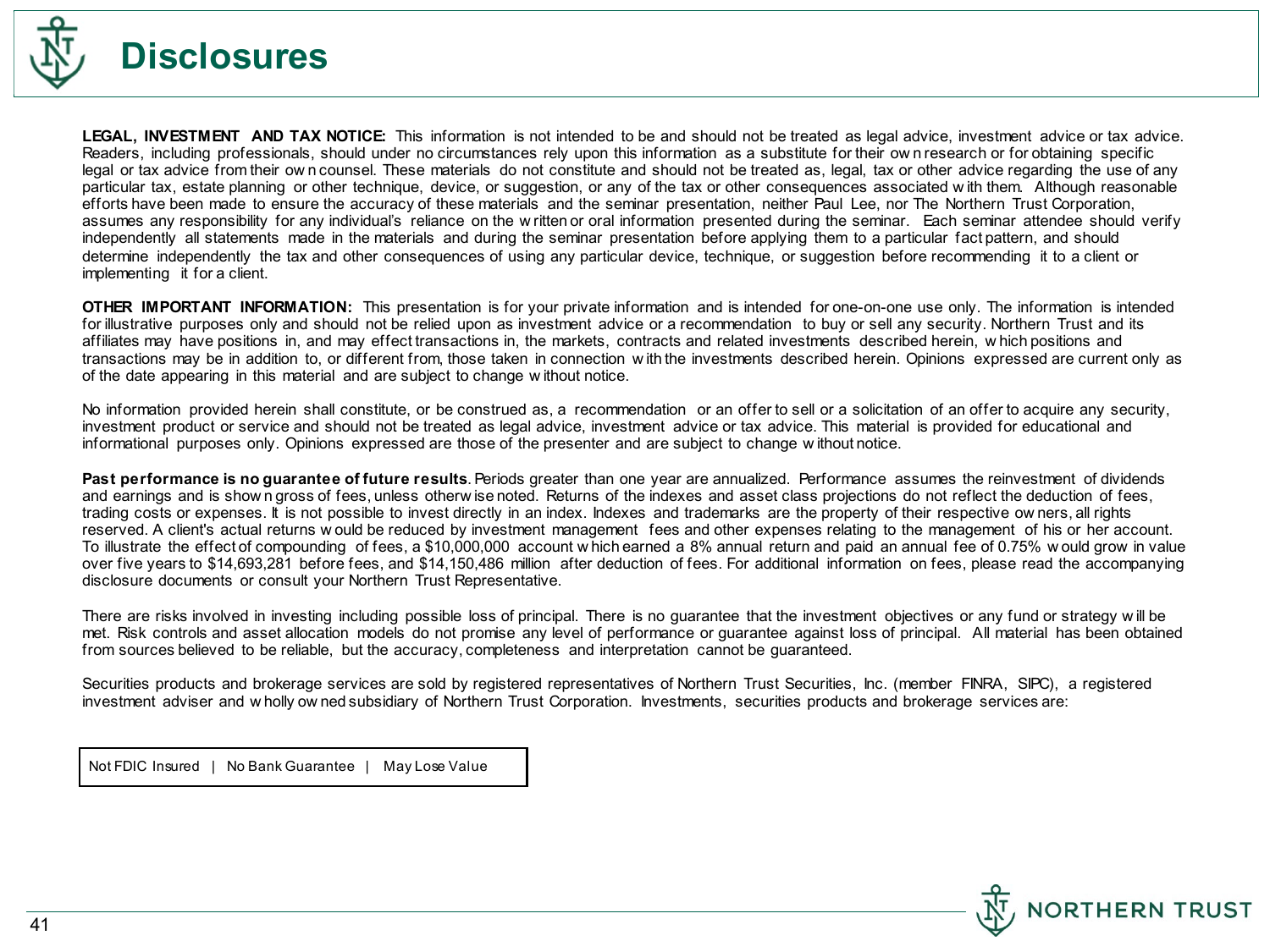# Disclosures

**LEGAL, INVESTMENT AND TAX NOTICE:** This information is not intended to be and should not be treated as legal advice, investment advice or tax advice. Readers, including professionals, should under no circumstances rely upon this information as a substitute for their own research or for obtaining specific legal or tax advice from their own counsel. These materials do not constitute and should not be treated as, legal, tax or other advice regarding the use of any particular tax, estate planning or other technique, device, or suggestion, or any of the tax or other consequences associated with them. Although reasonable efforts have been made to ensure the accuracy of these materials and the seminar presentation, neither Paul Lee, nor The Northern Trust Corporation, assumes any responsibility for any individual's reliance on the written or oral information presented during the seminar. Each seminar attendee should verify independently all statements made in the materials and during the seminar presentation before applying them to a particular fact pattern, and should determine independently the tax and other consequences of using any particular device, technique, or suggestion before recommending it to a client or implementing it for a client.

**OTHER IMPORTANT INFORMATION:** This presentation is for your private information and is intended for one-on-one use only. The information is intended for illustrative purposes only and should not be relied upon as investment advice or a recommendation to buy or sell any security. Northern Trust and its affiliates may have positions in, and may effect transactions in, the markets, contracts and related investments described herein, which positions and transactions may be in addition to, or different from, those taken in connection with the investments described herein. Opinions expressed are current only as of the date appearing in this material and are subject to change without notice.

No information provided herein shall constitute, or be construed as, a recommendation or an offer to sell or a solicitation of an offer to acquire any security, investment product or service and should not be treated as legal advice, investment advice or tax advice. This material is provided for educational and informational purposes only. Opinions expressed are those of the presenter and are subject to change without notice.

**Past performance is no guarantee of future results**. Periods greater than one year are annualized. Performance assumes the reinvestment of dividends and earnings and is shown gross of fees, unless otherwise noted. Returns of the indexes and asset class projections do not reflect the deduction of fees, trading costs or expenses. It is not possible to invest directly in an index. Indexes and trademarks are the property of their respective owners, all rights reserved. A client's actual returns would be reduced by investment management fees and other expenses relating to the management of his or her account. To illustrate the effect of compounding of fees, a $10,000,000 account which earned a 8% annual return and paid an annual fee of 0.75% would grow in value over five years to $14,693,281 before fees, and $14,150,486 million after deduction of fees. For additional information on fees, please read the accompanying disclosure documents or consult your Northern Trust Representative.

There are risks involved in investing including possible loss of principal. There is no guarantee that the investment objectives or any fund or strategy will be met. Risk controls and asset allocation models do not promise any level of performance or guarantee against loss of principal. All material has been obtained from sources believed to be reliable, but the accuracy, completeness and interpretation cannot be guaranteed.

Securities products and brokerage services are sold by registered representatives of Northern Trust Securities, Inc. (member FINRA, SIPC), a registered investment adviser and wholly owned subsidiary of Northern Trust Corporation. Investments, securities products and brokerage services are:

Not FDIC Insured | No Bank Guarantee | May Lose Value

NORTHERN TRUST